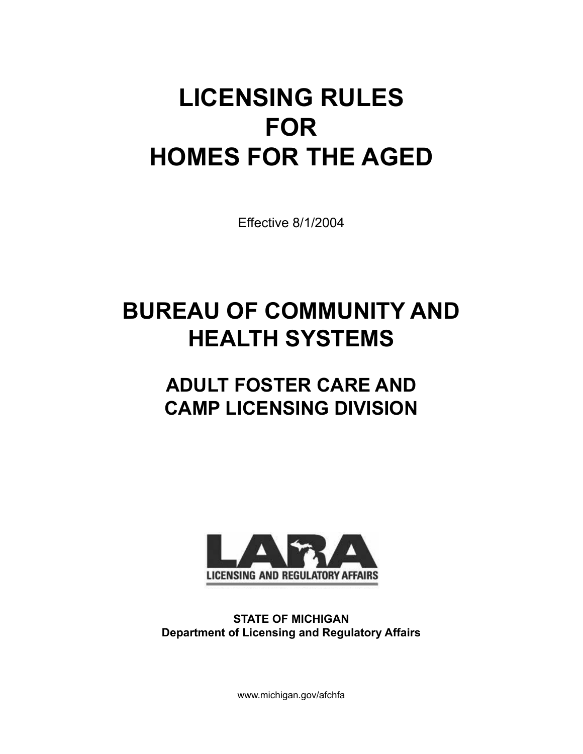# LICENSING RULES FOR HOMES FOR THE AGED

Effective 8/1/2004

# BUREAU OF COMMUNITY AND HEALTH SYSTEMS

## ADULT FOSTER CARE AND CAMP LICENSING DIVISION

LARA

LICENSING AND REGULATORY AFFAIRS

**STATE OF MICHIGAN**
**Department of Licensing and Regulatory Affairs**

www.michigan.gov/afchfa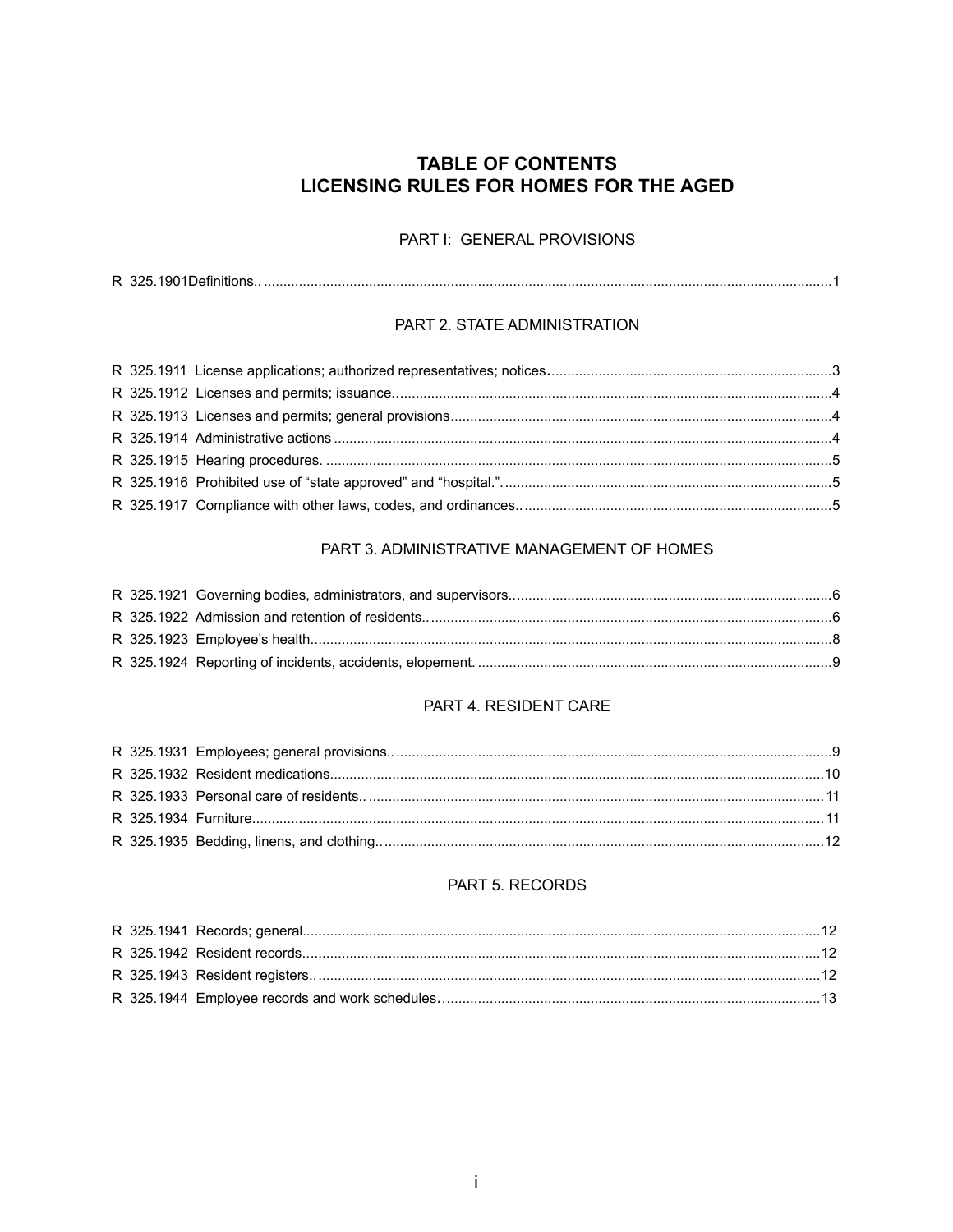# TABLE OF CONTENTS
# LICENSING RULES FOR HOMES FOR THE AGED

## PART I: GENERAL PROVISIONS

R 325.1901Definitions.. ....................................................................................................................................1

## PART 2. STATE ADMINISTRATION

R 325.1911 License applications; authorized representatives; notices.......................................................................3
R 325.1912 Licenses and permits; issuance...............................................................................................................4
R 325.1913 Licenses and permits; general provisions................................................................................................4
R 325.1914 Administrative actions ..............................................................................................................................4
R 325.1915 Hearing procedures. ................................................................................................................................5
R 325.1916 Prohibited use of “state approved” and “hospital.”...................................................................................5
R 325.1917 Compliance with other laws, codes, and ordinances.. ..............................................................................5

## PART 3. ADMINISTRATIVE MANAGEMENT OF HOMES

R 325.1921 Governing bodies, administrators, and supervisors.................................................................................6
R 325.1922 Admission and retention of residents.. .....................................................................................................6
R 325.1923 Employee’s health....................................................................................................................................8
R 325.1924 Reporting of incidents, accidents, elopement. ..........................................................................................9

## PART 4. RESIDENT CARE

R 325.1931 Employees; general provisions.. ..............................................................................................................9
R 325.1932 Resident medications.............................................................................................................................10
R 325.1933 Personal care of residents.. ....................................................................................................................11
R 325.1934 Furniture.................................................................................................................................................11
R 325.1935 Bedding, linens, and clothing.. ................................................................................................................12

## PART 5. RECORDS

R 325.1941 Records; general...................................................................................................................................12
R 325.1942 Resident records.....................................................................................................................................12
R 325.1943 Resident registers.. ................................................................................................................................12
R 325.1944 Employee records and work schedules.. ...............................................................................................13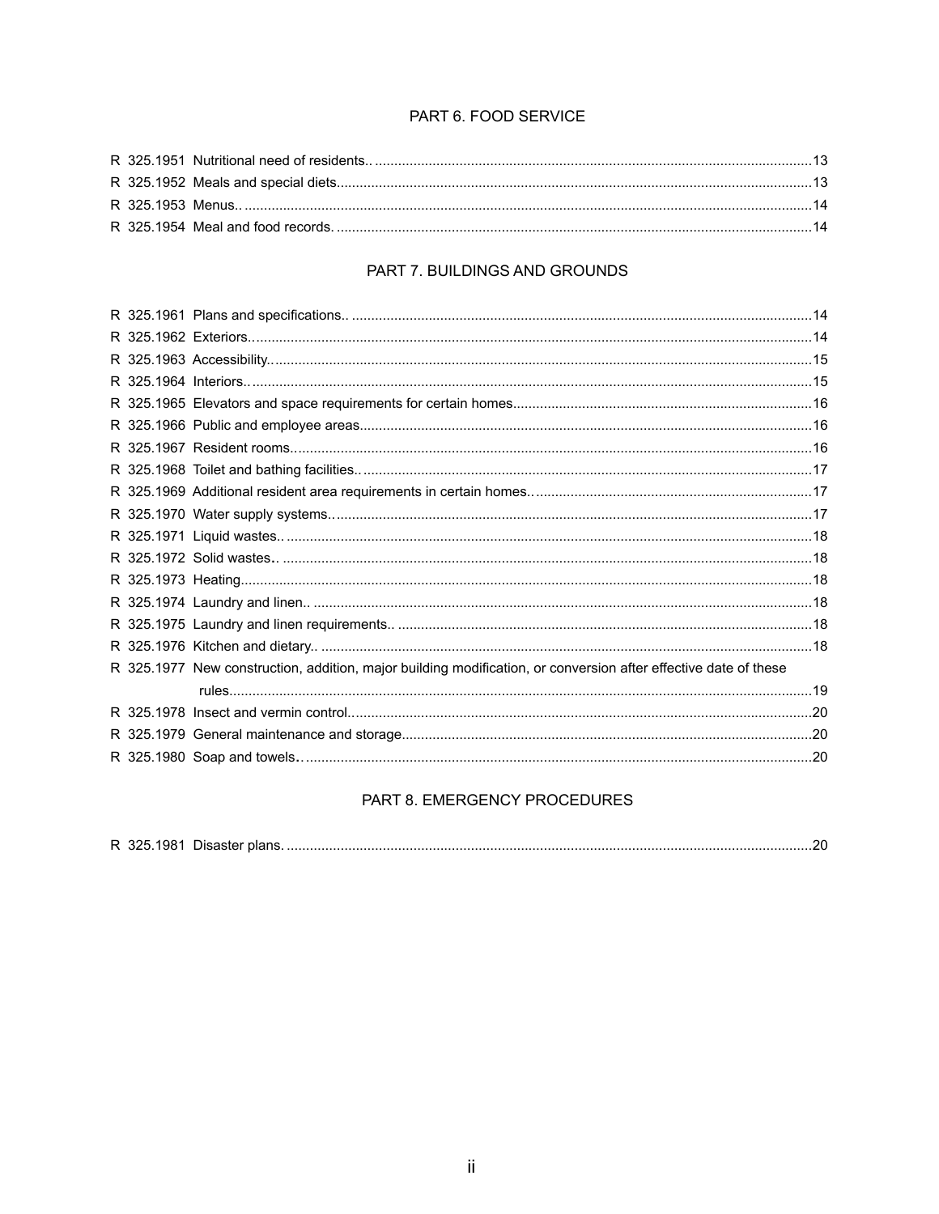## PART 6. FOOD SERVICE

R 325.1951 Nutritional need of residents.. .....13
R 325.1952 Meals and special diets.....13
R 325.1953 Menus.. .....14
R 325.1954 Meal and food records. .....14

## PART 7. BUILDINGS AND GROUNDS

R 325.1961 Plans and specifications.. .....14
R 325.1962 Exteriors.. .....14
R 325.1963 Accessibility.. .....15
R 325.1964 Interiors.. .....15
R 325.1965 Elevators and space requirements for certain homes.....16
R 325.1966 Public and employee areas.....16
R 325.1967 Resident rooms.. .....16
R 325.1968 Toilet and bathing facilities.. .....17
R 325.1969 Additional resident area requirements in certain homes.. .....17
R 325.1970 Water supply systems.. .....17
R 325.1971 Liquid wastes.. .....18
R 325.1972 Solid wastes.. .....18
R 325.1973 Heating.....18
R 325.1974 Laundry and linen.. .....18
R 325.1975 Laundry and linen requirements.. .....18
R 325.1976 Kitchen and dietary.. .....18
R 325.1977 New construction, addition, major building modification, or conversion after effective date of these rules.....19
R 325.1978 Insect and vermin control.....20
R 325.1979 General maintenance and storage.....20
R 325.1980 Soap and towels.. .....20

## PART 8. EMERGENCY PROCEDURES

R 325.1981 Disaster plans. .....20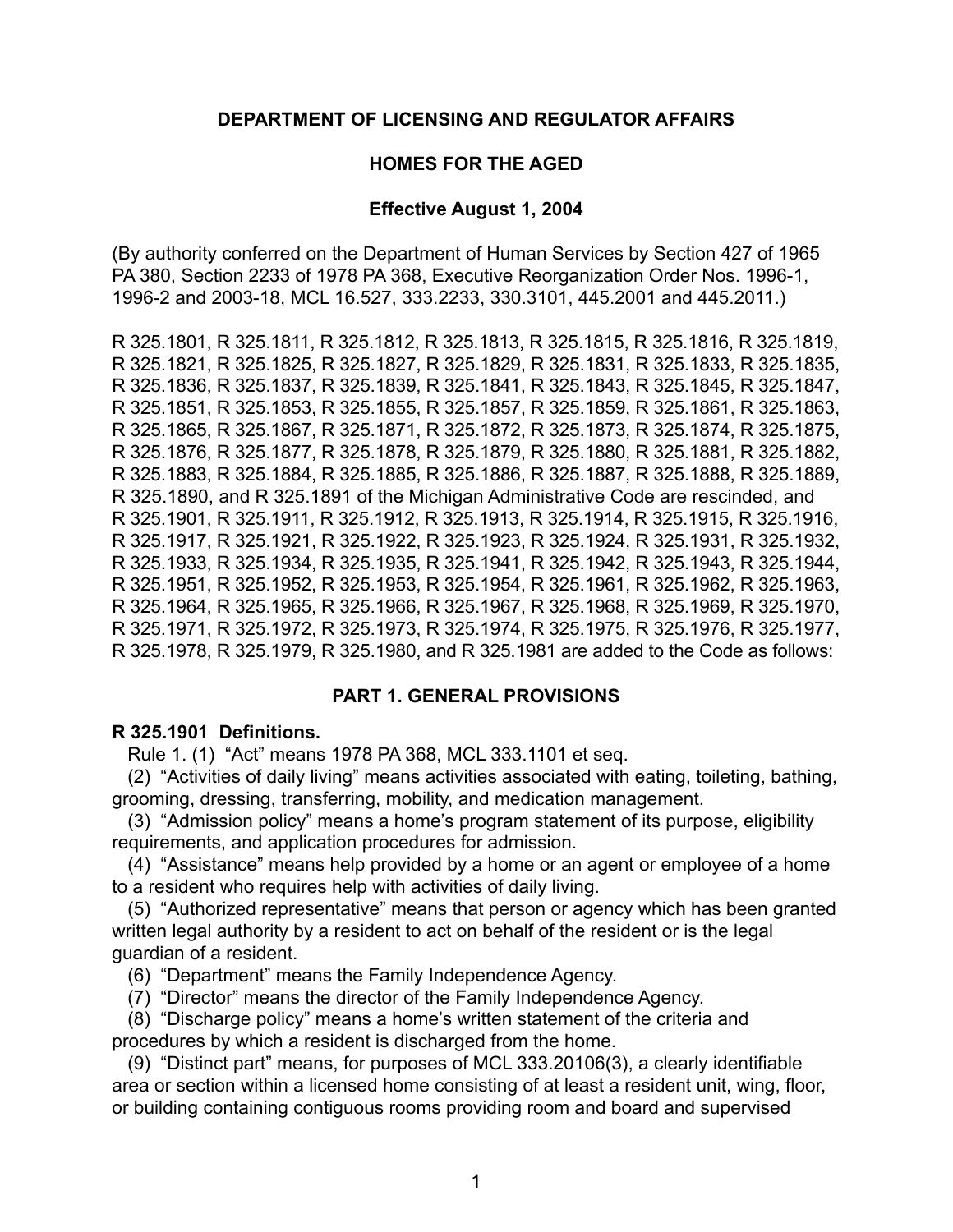**DEPARTMENT OF LICENSING AND REGULATOR AFFAIRS**

**HOMES FOR THE AGED**

**Effective August 1, 2004**

(By authority conferred on the Department of Human Services by Section 427 of 1965 PA 380, Section 2233 of 1978 PA 368, Executive Reorganization Order Nos. 1996-1, 1996-2 and 2003-18, MCL 16.527, 333.2233, 330.3101, 445.2001 and 445.2011.)

R 325.1801, R 325.1811, R 325.1812, R 325.1813, R 325.1815, R 325.1816, R 325.1819, R 325.1821, R 325.1825, R 325.1827, R 325.1829, R 325.1831, R 325.1833, R 325.1835, R 325.1836, R 325.1837, R 325.1839, R 325.1841, R 325.1843, R 325.1845, R 325.1847, R 325.1851, R 325.1853, R 325.1855, R 325.1857, R 325.1859, R 325.1861, R 325.1863, R 325.1865, R 325.1867, R 325.1871, R 325.1872, R 325.1873, R 325.1874, R 325.1875, R 325.1876, R 325.1877, R 325.1878, R 325.1879, R 325.1880, R 325.1881, R 325.1882, R 325.1883, R 325.1884, R 325.1885, R 325.1886, R 325.1887, R 325.1888, R 325.1889, R 325.1890, and R 325.1891 of the Michigan Administrative Code are rescinded, and R 325.1901, R 325.1911, R 325.1912, R 325.1913, R 325.1914, R 325.1915, R 325.1916, R 325.1917, R 325.1921, R 325.1922, R 325.1923, R 325.1924, R 325.1931, R 325.1932, R 325.1933, R 325.1934, R 325.1935, R 325.1941, R 325.1942, R 325.1943, R 325.1944, R 325.1951, R 325.1952, R 325.1953, R 325.1954, R 325.1961, R 325.1962, R 325.1963, R 325.1964, R 325.1965, R 325.1966, R 325.1967, R 325.1968, R 325.1969, R 325.1970, R 325.1971, R 325.1972, R 325.1973, R 325.1974, R 325.1975, R 325.1976, R 325.1977, R 325.1978, R 325.1979, R 325.1980, and R 325.1981 are added to the Code as follows:

## PART 1. GENERAL PROVISIONS

**R 325.1901 Definitions.**

Rule 1. (1) "Act" means 1978 PA 368, MCL 333.1101 et seq.

(2) "Activities of daily living" means activities associated with eating, toileting, bathing, grooming, dressing, transferring, mobility, and medication management.

(3) "Admission policy" means a home's program statement of its purpose, eligibility requirements, and application procedures for admission.

(4) "Assistance" means help provided by a home or an agent or employee of a home to a resident who requires help with activities of daily living.

(5) "Authorized representative" means that person or agency which has been granted written legal authority by a resident to act on behalf of the resident or is the legal guardian of a resident.

(6) "Department" means the Family Independence Agency.

(7) "Director" means the director of the Family Independence Agency.

(8) "Discharge policy" means a home's written statement of the criteria and procedures by which a resident is discharged from the home.

(9) "Distinct part" means, for purposes of MCL 333.20106(3), a clearly identifiable area or section within a licensed home consisting of at least a resident unit, wing, floor, or building containing contiguous rooms providing room and board and supervised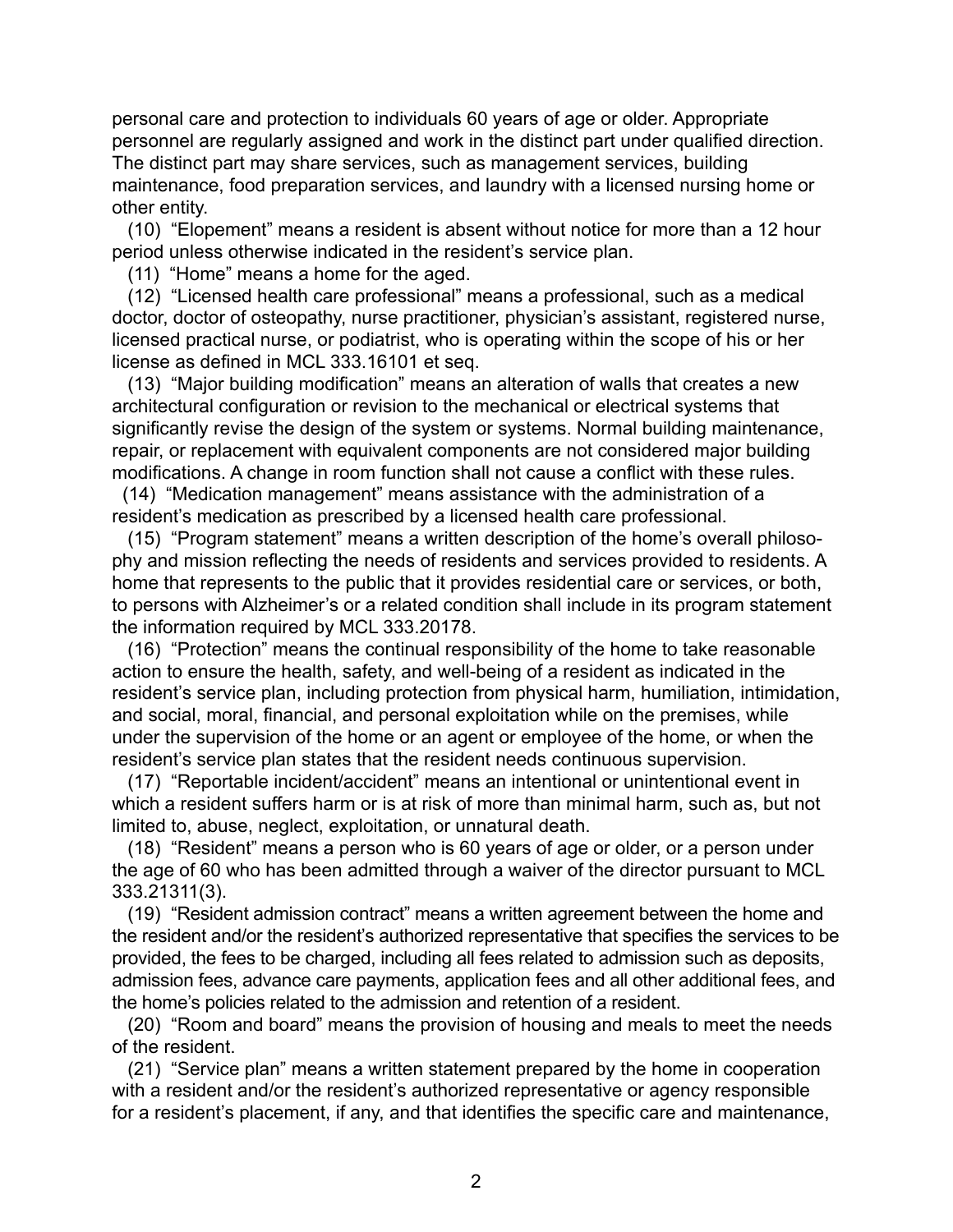personal care and protection to individuals 60 years of age or older. Appropriate personnel are regularly assigned and work in the distinct part under qualified direction. The distinct part may share services, such as management services, building maintenance, food preparation services, and laundry with a licensed nursing home or other entity.

(10) "Elopement" means a resident is absent without notice for more than a 12 hour period unless otherwise indicated in the resident's service plan.

(11) "Home" means a home for the aged.

(12) "Licensed health care professional" means a professional, such as a medical doctor, doctor of osteopathy, nurse practitioner, physician's assistant, registered nurse, licensed practical nurse, or podiatrist, who is operating within the scope of his or her license as defined in MCL 333.16101 et seq.

(13) "Major building modification" means an alteration of walls that creates a new architectural configuration or revision to the mechanical or electrical systems that significantly revise the design of the system or systems. Normal building maintenance, repair, or replacement with equivalent components are not considered major building modifications. A change in room function shall not cause a conflict with these rules.

(14) "Medication management" means assistance with the administration of a resident's medication as prescribed by a licensed health care professional.

(15) "Program statement" means a written description of the home's overall philosophy and mission reflecting the needs of residents and services provided to residents. A home that represents to the public that it provides residential care or services, or both, to persons with Alzheimer's or a related condition shall include in its program statement the information required by MCL 333.20178.

(16) "Protection" means the continual responsibility of the home to take reasonable action to ensure the health, safety, and well-being of a resident as indicated in the resident's service plan, including protection from physical harm, humiliation, intimidation, and social, moral, financial, and personal exploitation while on the premises, while under the supervision of the home or an agent or employee of the home, or when the resident's service plan states that the resident needs continuous supervision.

(17) "Reportable incident/accident" means an intentional or unintentional event in which a resident suffers harm or is at risk of more than minimal harm, such as, but not limited to, abuse, neglect, exploitation, or unnatural death.

(18) "Resident" means a person who is 60 years of age or older, or a person under the age of 60 who has been admitted through a waiver of the director pursuant to MCL 333.21311(3).

(19) "Resident admission contract" means a written agreement between the home and the resident and/or the resident's authorized representative that specifies the services to be provided, the fees to be charged, including all fees related to admission such as deposits, admission fees, advance care payments, application fees and all other additional fees, and the home's policies related to the admission and retention of a resident.

(20) "Room and board" means the provision of housing and meals to meet the needs of the resident.

(21) "Service plan" means a written statement prepared by the home in cooperation with a resident and/or the resident's authorized representative or agency responsible for a resident's placement, if any, and that identifies the specific care and maintenance,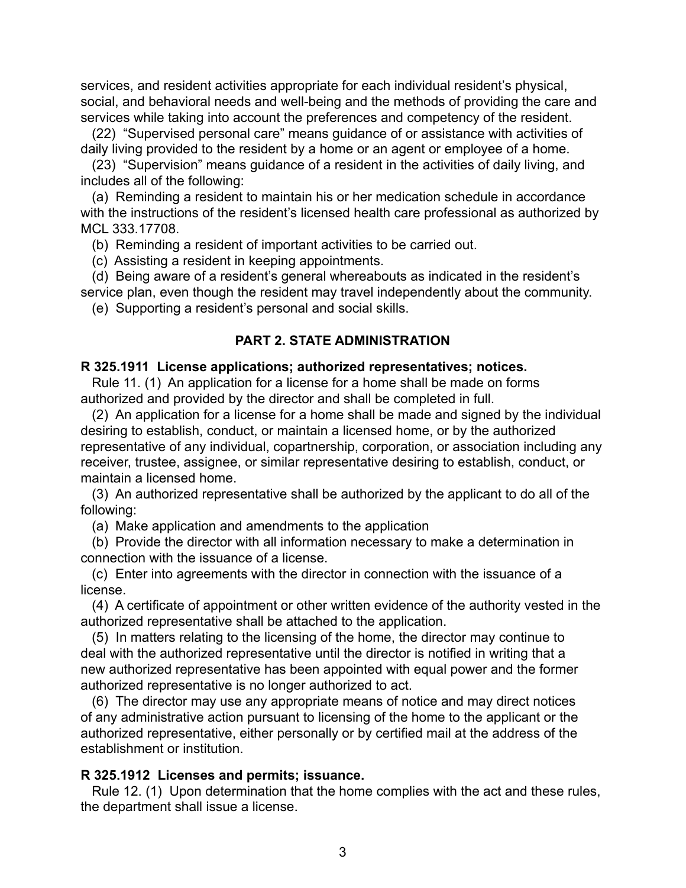services, and resident activities appropriate for each individual resident's physical, social, and behavioral needs and well-being and the methods of providing the care and services while taking into account the preferences and competency of the resident.

(22) "Supervised personal care" means guidance of or assistance with activities of daily living provided to the resident by a home or an agent or employee of a home.

(23) "Supervision" means guidance of a resident in the activities of daily living, and includes all of the following:

(a) Reminding a resident to maintain his or her medication schedule in accordance with the instructions of the resident's licensed health care professional as authorized by MCL 333.17708.

(b) Reminding a resident of important activities to be carried out.

(c) Assisting a resident in keeping appointments.

(d) Being aware of a resident's general whereabouts as indicated in the resident's service plan, even though the resident may travel independently about the community.

(e) Supporting a resident's personal and social skills.

## PART 2. STATE ADMINISTRATION

**R 325.1911 License applications; authorized representatives; notices.**

Rule 11. (1) An application for a license for a home shall be made on forms authorized and provided by the director and shall be completed in full.

(2) An application for a license for a home shall be made and signed by the individual desiring to establish, conduct, or maintain a licensed home, or by the authorized representative of any individual, copartnership, corporation, or association including any receiver, trustee, assignee, or similar representative desiring to establish, conduct, or maintain a licensed home.

(3) An authorized representative shall be authorized by the applicant to do all of the following:

(a) Make application and amendments to the application

(b) Provide the director with all information necessary to make a determination in connection with the issuance of a license.

(c) Enter into agreements with the director in connection with the issuance of a license.

(4) A certificate of appointment or other written evidence of the authority vested in the authorized representative shall be attached to the application.

(5) In matters relating to the licensing of the home, the director may continue to deal with the authorized representative until the director is notified in writing that a new authorized representative has been appointed with equal power and the former authorized representative is no longer authorized to act.

(6) The director may use any appropriate means of notice and may direct notices of any administrative action pursuant to licensing of the home to the applicant or the authorized representative, either personally or by certified mail at the address of the establishment or institution.

**R 325.1912 Licenses and permits; issuance.**

Rule 12. (1) Upon determination that the home complies with the act and these rules, the department shall issue a license.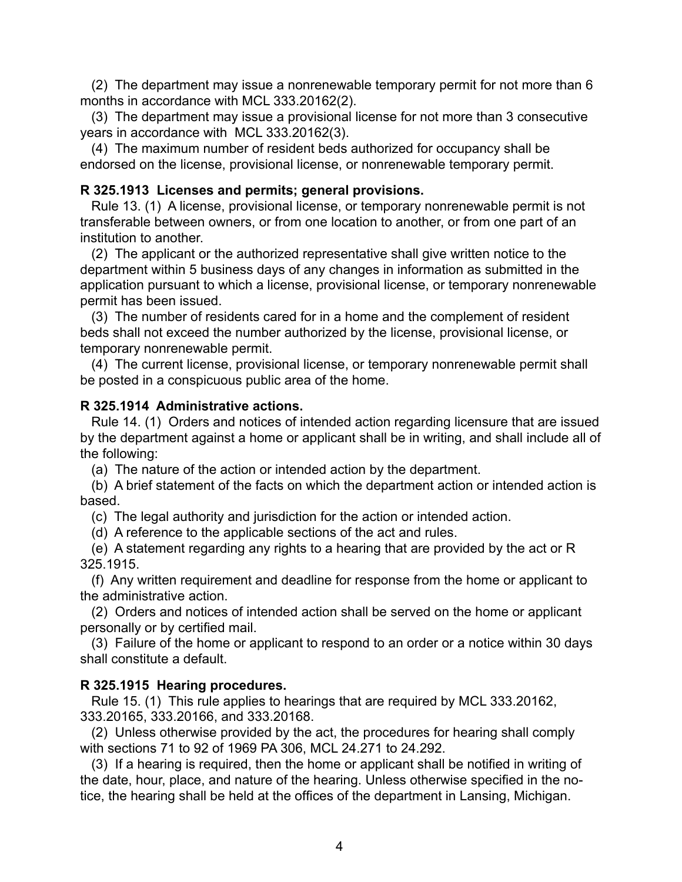(2) The department may issue a nonrenewable temporary permit for not more than 6 months in accordance with MCL 333.20162(2).

(3) The department may issue a provisional license for not more than 3 consecutive years in accordance with MCL 333.20162(3).

(4) The maximum number of resident beds authorized for occupancy shall be endorsed on the license, provisional license, or nonrenewable temporary permit.

**R 325.1913 Licenses and permits; general provisions.**

Rule 13. (1) A license, provisional license, or temporary nonrenewable permit is not transferable between owners, or from one location to another, or from one part of an institution to another.

(2) The applicant or the authorized representative shall give written notice to the department within 5 business days of any changes in information as submitted in the application pursuant to which a license, provisional license, or temporary nonrenewable permit has been issued.

(3) The number of residents cared for in a home and the complement of resident beds shall not exceed the number authorized by the license, provisional license, or temporary nonrenewable permit.

(4) The current license, provisional license, or temporary nonrenewable permit shall be posted in a conspicuous public area of the home.

**R 325.1914 Administrative actions.**

Rule 14. (1) Orders and notices of intended action regarding licensure that are issued by the department against a home or applicant shall be in writing, and shall include all of the following:

(a) The nature of the action or intended action by the department.

(b) A brief statement of the facts on which the department action or intended action is based.

(c) The legal authority and jurisdiction for the action or intended action.

(d) A reference to the applicable sections of the act and rules.

(e) A statement regarding any rights to a hearing that are provided by the act or R 325.1915.

(f) Any written requirement and deadline for response from the home or applicant to the administrative action.

(2) Orders and notices of intended action shall be served on the home or applicant personally or by certified mail.

(3) Failure of the home or applicant to respond to an order or a notice within 30 days shall constitute a default.

**R 325.1915 Hearing procedures.**

Rule 15. (1) This rule applies to hearings that are required by MCL 333.20162, 333.20165, 333.20166, and 333.20168.

(2) Unless otherwise provided by the act, the procedures for hearing shall comply with sections 71 to 92 of 1969 PA 306, MCL 24.271 to 24.292.

(3) If a hearing is required, then the home or applicant shall be notified in writing of the date, hour, place, and nature of the hearing. Unless otherwise specified in the notice, the hearing shall be held at the offices of the department in Lansing, Michigan.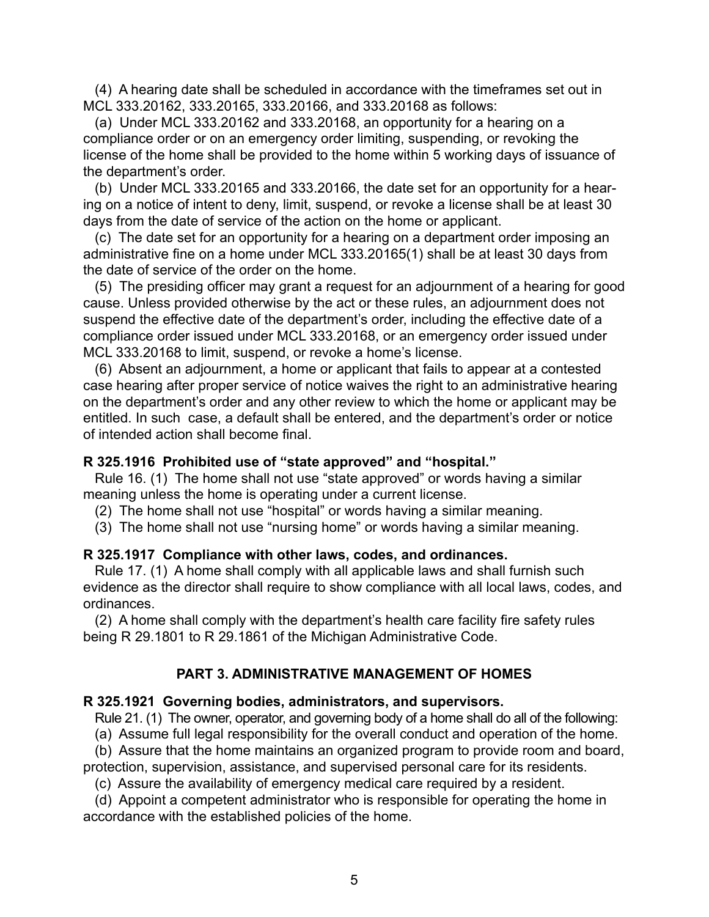(4) A hearing date shall be scheduled in accordance with the timeframes set out in MCL 333.20162, 333.20165, 333.20166, and 333.20168 as follows:

(a) Under MCL 333.20162 and 333.20168, an opportunity for a hearing on a compliance order or on an emergency order limiting, suspending, or revoking the license of the home shall be provided to the home within 5 working days of issuance of the department's order.

(b) Under MCL 333.20165 and 333.20166, the date set for an opportunity for a hearing on a notice of intent to deny, limit, suspend, or revoke a license shall be at least 30 days from the date of service of the action on the home or applicant.

(c) The date set for an opportunity for a hearing on a department order imposing an administrative fine on a home under MCL 333.20165(1) shall be at least 30 days from the date of service of the order on the home.

(5) The presiding officer may grant a request for an adjournment of a hearing for good cause. Unless provided otherwise by the act or these rules, an adjournment does not suspend the effective date of the department's order, including the effective date of a compliance order issued under MCL 333.20168, or an emergency order issued under MCL 333.20168 to limit, suspend, or revoke a home's license.

(6) Absent an adjournment, a home or applicant that fails to appear at a contested case hearing after proper service of notice waives the right to an administrative hearing on the department's order and any other review to which the home or applicant may be entitled. In such case, a default shall be entered, and the department's order or notice of intended action shall become final.

**R 325.1916 Prohibited use of "state approved" and "hospital."**

Rule 16. (1) The home shall not use "state approved" or words having a similar meaning unless the home is operating under a current license.

(2) The home shall not use "hospital" or words having a similar meaning.

(3) The home shall not use "nursing home" or words having a similar meaning.

**R 325.1917 Compliance with other laws, codes, and ordinances.**

Rule 17. (1) A home shall comply with all applicable laws and shall furnish such evidence as the director shall require to show compliance with all local laws, codes, and ordinances.

(2) A home shall comply with the department's health care facility fire safety rules being R 29.1801 to R 29.1861 of the Michigan Administrative Code.

## PART 3. ADMINISTRATIVE MANAGEMENT OF HOMES

**R 325.1921 Governing bodies, administrators, and supervisors.**

Rule 21. (1) The owner, operator, and governing body of a home shall do all of the following:

(a) Assume full legal responsibility for the overall conduct and operation of the home.

(b) Assure that the home maintains an organized program to provide room and board, protection, supervision, assistance, and supervised personal care for its residents.

(c) Assure the availability of emergency medical care required by a resident.

(d) Appoint a competent administrator who is responsible for operating the home in accordance with the established policies of the home.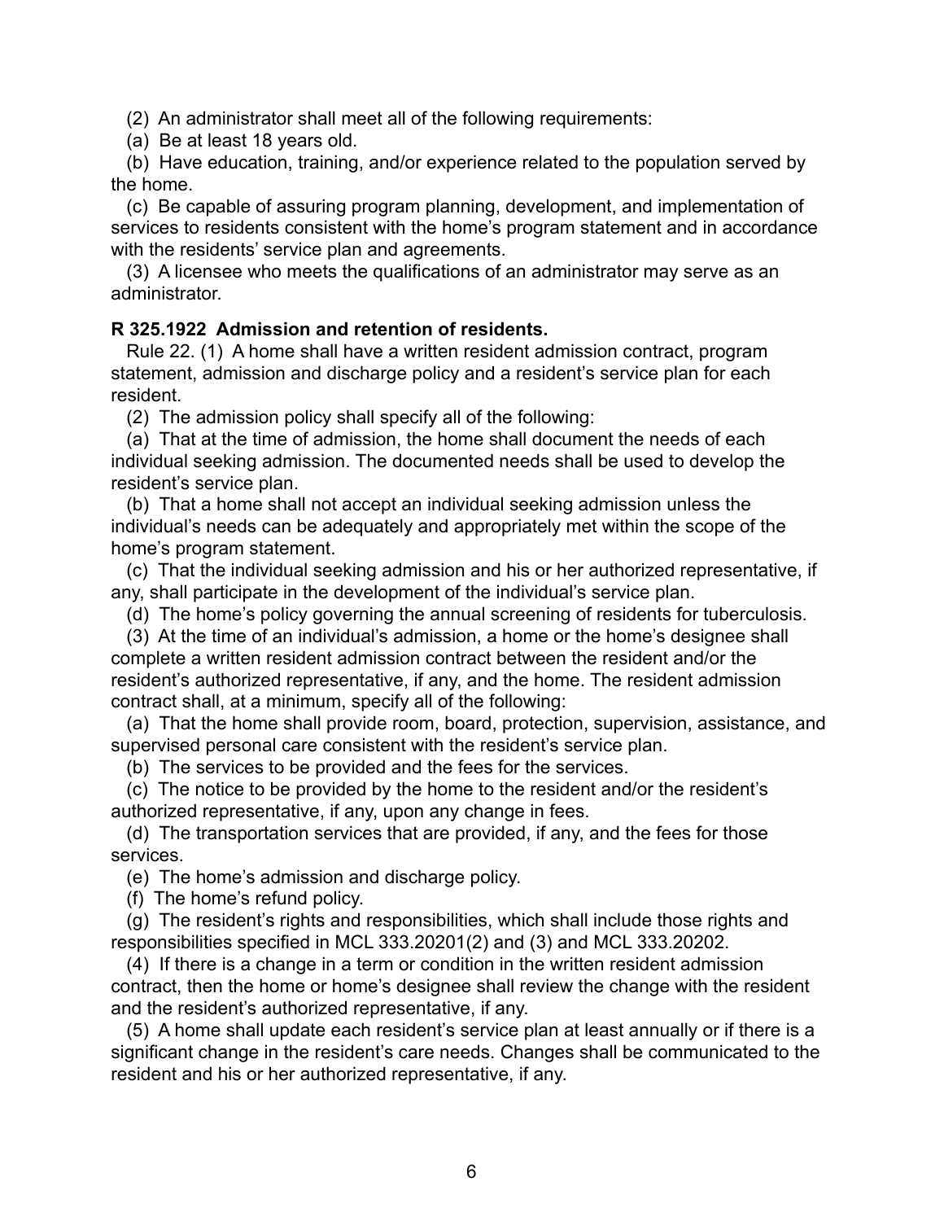(2) An administrator shall meet all of the following requirements:

(a) Be at least 18 years old.

(b) Have education, training, and/or experience related to the population served by the home.

(c) Be capable of assuring program planning, development, and implementation of services to residents consistent with the home's program statement and in accordance with the residents' service plan and agreements.

(3) A licensee who meets the qualifications of an administrator may serve as an administrator.

**R 325.1922 Admission and retention of residents.**

Rule 22. (1) A home shall have a written resident admission contract, program statement, admission and discharge policy and a resident's service plan for each resident.

(2) The admission policy shall specify all of the following:

(a) That at the time of admission, the home shall document the needs of each individual seeking admission. The documented needs shall be used to develop the resident's service plan.

(b) That a home shall not accept an individual seeking admission unless the individual's needs can be adequately and appropriately met within the scope of the home's program statement.

(c) That the individual seeking admission and his or her authorized representative, if any, shall participate in the development of the individual's service plan.

(d) The home's policy governing the annual screening of residents for tuberculosis.

(3) At the time of an individual's admission, a home or the home's designee shall complete a written resident admission contract between the resident and/or the resident's authorized representative, if any, and the home. The resident admission contract shall, at a minimum, specify all of the following:

(a) That the home shall provide room, board, protection, supervision, assistance, and supervised personal care consistent with the resident's service plan.

(b) The services to be provided and the fees for the services.

(c) The notice to be provided by the home to the resident and/or the resident's authorized representative, if any, upon any change in fees.

(d) The transportation services that are provided, if any, and the fees for those services.

(e) The home's admission and discharge policy.

(f) The home's refund policy.

(g) The resident's rights and responsibilities, which shall include those rights and responsibilities specified in MCL 333.20201(2) and (3) and MCL 333.20202.

(4) If there is a change in a term or condition in the written resident admission contract, then the home or home's designee shall review the change with the resident and the resident's authorized representative, if any.

(5) A home shall update each resident's service plan at least annually or if there is a significant change in the resident's care needs. Changes shall be communicated to the resident and his or her authorized representative, if any.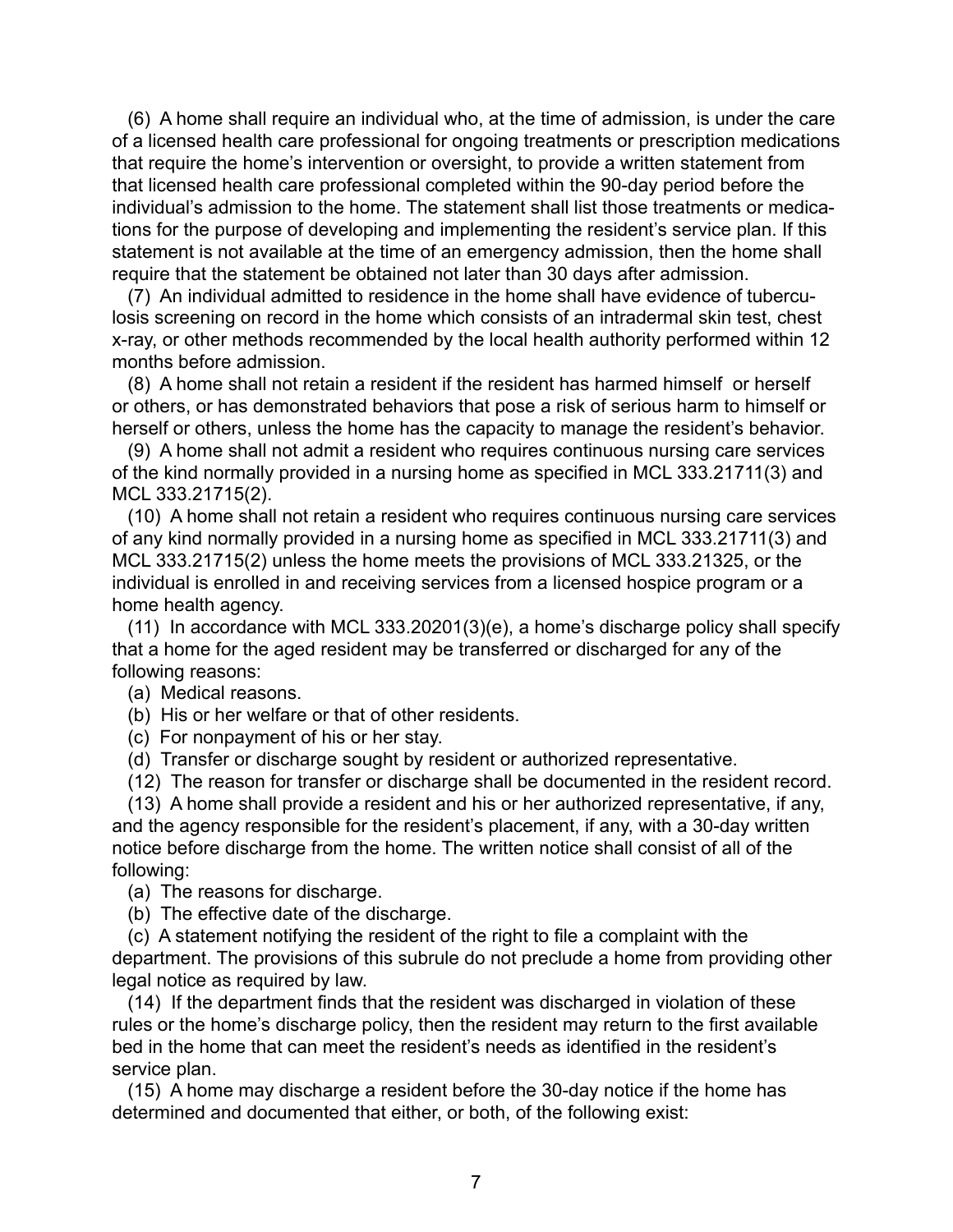(6) A home shall require an individual who, at the time of admission, is under the care of a licensed health care professional for ongoing treatments or prescription medications that require the home's intervention or oversight, to provide a written statement from that licensed health care professional completed within the 90-day period before the individual's admission to the home. The statement shall list those treatments or medications for the purpose of developing and implementing the resident's service plan. If this statement is not available at the time of an emergency admission, then the home shall require that the statement be obtained not later than 30 days after admission.

(7) An individual admitted to residence in the home shall have evidence of tuberculosis screening on record in the home which consists of an intradermal skin test, chest x-ray, or other methods recommended by the local health authority performed within 12 months before admission.

(8) A home shall not retain a resident if the resident has harmed himself or herself or others, or has demonstrated behaviors that pose a risk of serious harm to himself or herself or others, unless the home has the capacity to manage the resident's behavior.

(9) A home shall not admit a resident who requires continuous nursing care services of the kind normally provided in a nursing home as specified in MCL 333.21711(3) and MCL 333.21715(2).

(10) A home shall not retain a resident who requires continuous nursing care services of any kind normally provided in a nursing home as specified in MCL 333.21711(3) and MCL 333.21715(2) unless the home meets the provisions of MCL 333.21325, or the individual is enrolled in and receiving services from a licensed hospice program or a home health agency.

(11) In accordance with MCL 333.20201(3)(e), a home's discharge policy shall specify that a home for the aged resident may be transferred or discharged for any of the following reasons:

(a) Medical reasons.

(b) His or her welfare or that of other residents.

(c) For nonpayment of his or her stay.

(d) Transfer or discharge sought by resident or authorized representative.

(12) The reason for transfer or discharge shall be documented in the resident record.

(13) A home shall provide a resident and his or her authorized representative, if any, and the agency responsible for the resident's placement, if any, with a 30-day written notice before discharge from the home. The written notice shall consist of all of the following:

(a) The reasons for discharge.

(b) The effective date of the discharge.

(c) A statement notifying the resident of the right to file a complaint with the department. The provisions of this subrule do not preclude a home from providing other legal notice as required by law.

(14) If the department finds that the resident was discharged in violation of these rules or the home's discharge policy, then the resident may return to the first available bed in the home that can meet the resident's needs as identified in the resident's service plan.

(15) A home may discharge a resident before the 30-day notice if the home has determined and documented that either, or both, of the following exist: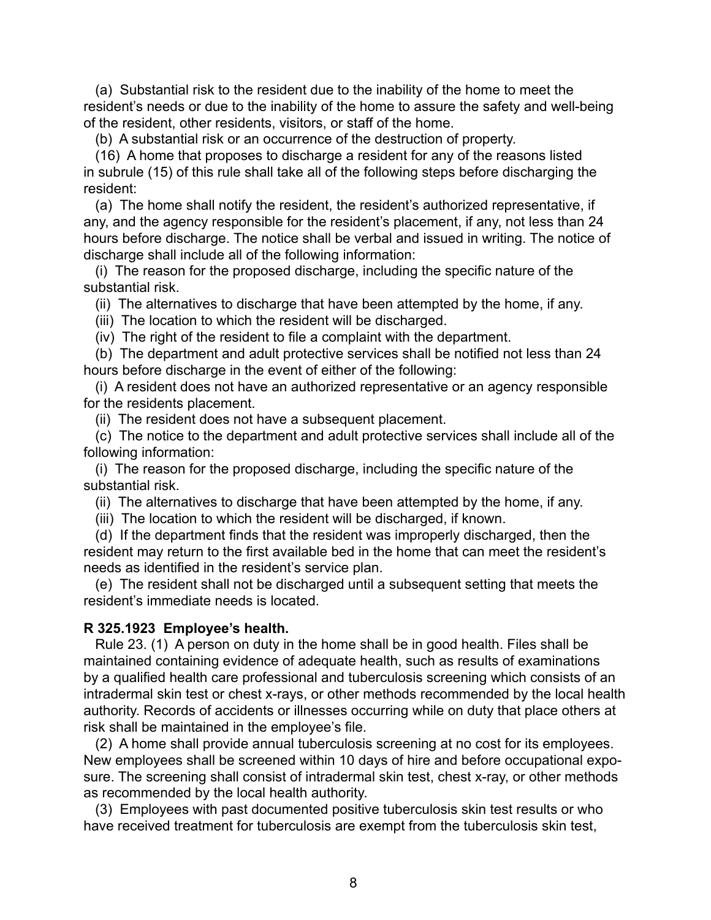(a) Substantial risk to the resident due to the inability of the home to meet the resident's needs or due to the inability of the home to assure the safety and well-being of the resident, other residents, visitors, or staff of the home.

(b) A substantial risk or an occurrence of the destruction of property.

(16) A home that proposes to discharge a resident for any of the reasons listed in subrule (15) of this rule shall take all of the following steps before discharging the resident:

(a) The home shall notify the resident, the resident's authorized representative, if any, and the agency responsible for the resident's placement, if any, not less than 24 hours before discharge. The notice shall be verbal and issued in writing. The notice of discharge shall include all of the following information:

(i) The reason for the proposed discharge, including the specific nature of the substantial risk.

(ii) The alternatives to discharge that have been attempted by the home, if any.

(iii) The location to which the resident will be discharged.

(iv) The right of the resident to file a complaint with the department.

(b) The department and adult protective services shall be notified not less than 24 hours before discharge in the event of either of the following:

(i) A resident does not have an authorized representative or an agency responsible for the residents placement.

(ii) The resident does not have a subsequent placement.

(c) The notice to the department and adult protective services shall include all of the following information:

(i) The reason for the proposed discharge, including the specific nature of the substantial risk.

(ii) The alternatives to discharge that have been attempted by the home, if any.

(iii) The location to which the resident will be discharged, if known.

(d) If the department finds that the resident was improperly discharged, then the resident may return to the first available bed in the home that can meet the resident's needs as identified in the resident's service plan.

(e) The resident shall not be discharged until a subsequent setting that meets the resident's immediate needs is located.

**R 325.1923 Employee's health.**

Rule 23. (1) A person on duty in the home shall be in good health. Files shall be maintained containing evidence of adequate health, such as results of examinations by a qualified health care professional and tuberculosis screening which consists of an intradermal skin test or chest x-rays, or other methods recommended by the local health authority. Records of accidents or illnesses occurring while on duty that place others at risk shall be maintained in the employee's file.

(2) A home shall provide annual tuberculosis screening at no cost for its employees. New employees shall be screened within 10 days of hire and before occupational exposure. The screening shall consist of intradermal skin test, chest x-ray, or other methods as recommended by the local health authority.

(3) Employees with past documented positive tuberculosis skin test results or who have received treatment for tuberculosis are exempt from the tuberculosis skin test,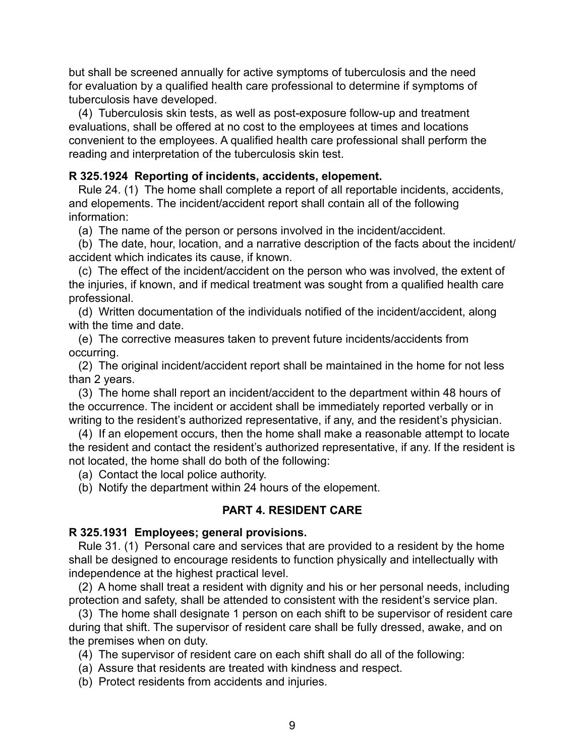but shall be screened annually for active symptoms of tuberculosis and the need for evaluation by a qualified health care professional to determine if symptoms of tuberculosis have developed.

(4) Tuberculosis skin tests, as well as post-exposure follow-up and treatment evaluations, shall be offered at no cost to the employees at times and locations convenient to the employees. A qualified health care professional shall perform the reading and interpretation of the tuberculosis skin test.

**R 325.1924 Reporting of incidents, accidents, elopement.**

Rule 24. (1) The home shall complete a report of all reportable incidents, accidents, and elopements. The incident/accident report shall contain all of the following information:

(a) The name of the person or persons involved in the incident/accident.

(b) The date, hour, location, and a narrative description of the facts about the incident/accident which indicates its cause, if known.

(c) The effect of the incident/accident on the person who was involved, the extent of the injuries, if known, and if medical treatment was sought from a qualified health care professional.

(d) Written documentation of the individuals notified of the incident/accident, along with the time and date.

(e) The corrective measures taken to prevent future incidents/accidents from occurring.

(2) The original incident/accident report shall be maintained in the home for not less than 2 years.

(3) The home shall report an incident/accident to the department within 48 hours of the occurrence. The incident or accident shall be immediately reported verbally or in writing to the resident's authorized representative, if any, and the resident's physician.

(4) If an elopement occurs, then the home shall make a reasonable attempt to locate the resident and contact the resident's authorized representative, if any. If the resident is not located, the home shall do both of the following:

(a) Contact the local police authority.

(b) Notify the department within 24 hours of the elopement.

## PART 4. RESIDENT CARE

**R 325.1931 Employees; general provisions.**

Rule 31. (1) Personal care and services that are provided to a resident by the home shall be designed to encourage residents to function physically and intellectually with independence at the highest practical level.

(2) A home shall treat a resident with dignity and his or her personal needs, including protection and safety, shall be attended to consistent with the resident's service plan.

(3) The home shall designate 1 person on each shift to be supervisor of resident care during that shift. The supervisor of resident care shall be fully dressed, awake, and on the premises when on duty.

(4) The supervisor of resident care on each shift shall do all of the following:

(a) Assure that residents are treated with kindness and respect.

(b) Protect residents from accidents and injuries.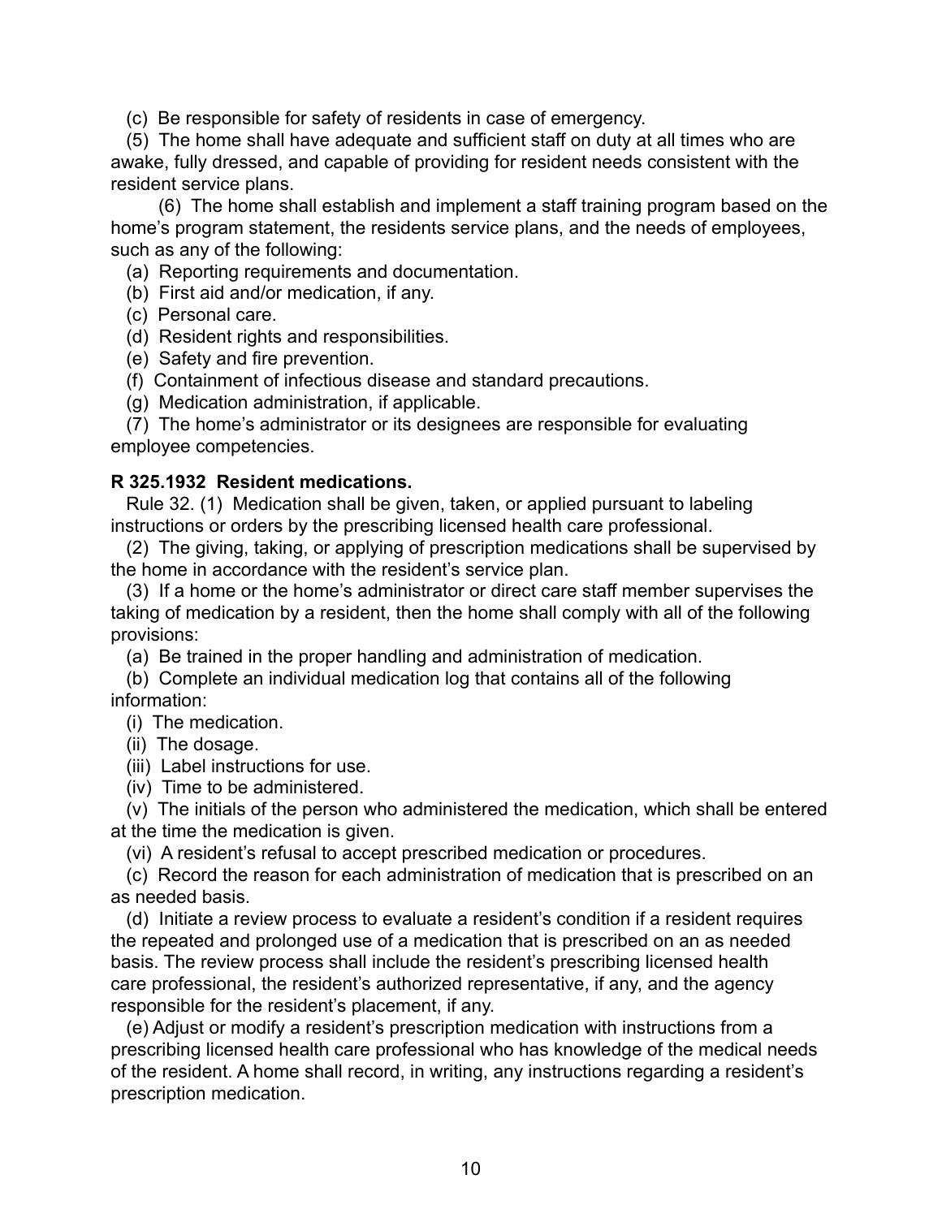(c) Be responsible for safety of residents in case of emergency.

(5) The home shall have adequate and sufficient staff on duty at all times who are awake, fully dressed, and capable of providing for resident needs consistent with the resident service plans.

(6) The home shall establish and implement a staff training program based on the home's program statement, the residents service plans, and the needs of employees, such as any of the following:

(a) Reporting requirements and documentation.

(b) First aid and/or medication, if any.

(c) Personal care.

(d) Resident rights and responsibilities.

(e) Safety and fire prevention.

(f) Containment of infectious disease and standard precautions.

(g) Medication administration, if applicable.

(7) The home's administrator or its designees are responsible for evaluating employee competencies.

**R 325.1932 Resident medications.**

Rule 32. (1) Medication shall be given, taken, or applied pursuant to labeling instructions or orders by the prescribing licensed health care professional.

(2) The giving, taking, or applying of prescription medications shall be supervised by the home in accordance with the resident's service plan.

(3) If a home or the home's administrator or direct care staff member supervises the taking of medication by a resident, then the home shall comply with all of the following provisions:

(a) Be trained in the proper handling and administration of medication.

(b) Complete an individual medication log that contains all of the following information:

(i) The medication.

(ii) The dosage.

(iii) Label instructions for use.

(iv) Time to be administered.

(v) The initials of the person who administered the medication, which shall be entered at the time the medication is given.

(vi) A resident's refusal to accept prescribed medication or procedures.

(c) Record the reason for each administration of medication that is prescribed on an as needed basis.

(d) Initiate a review process to evaluate a resident's condition if a resident requires the repeated and prolonged use of a medication that is prescribed on an as needed basis. The review process shall include the resident's prescribing licensed health care professional, the resident's authorized representative, if any, and the agency responsible for the resident's placement, if any.

(e) Adjust or modify a resident's prescription medication with instructions from a prescribing licensed health care professional who has knowledge of the medical needs of the resident. A home shall record, in writing, any instructions regarding a resident's prescription medication.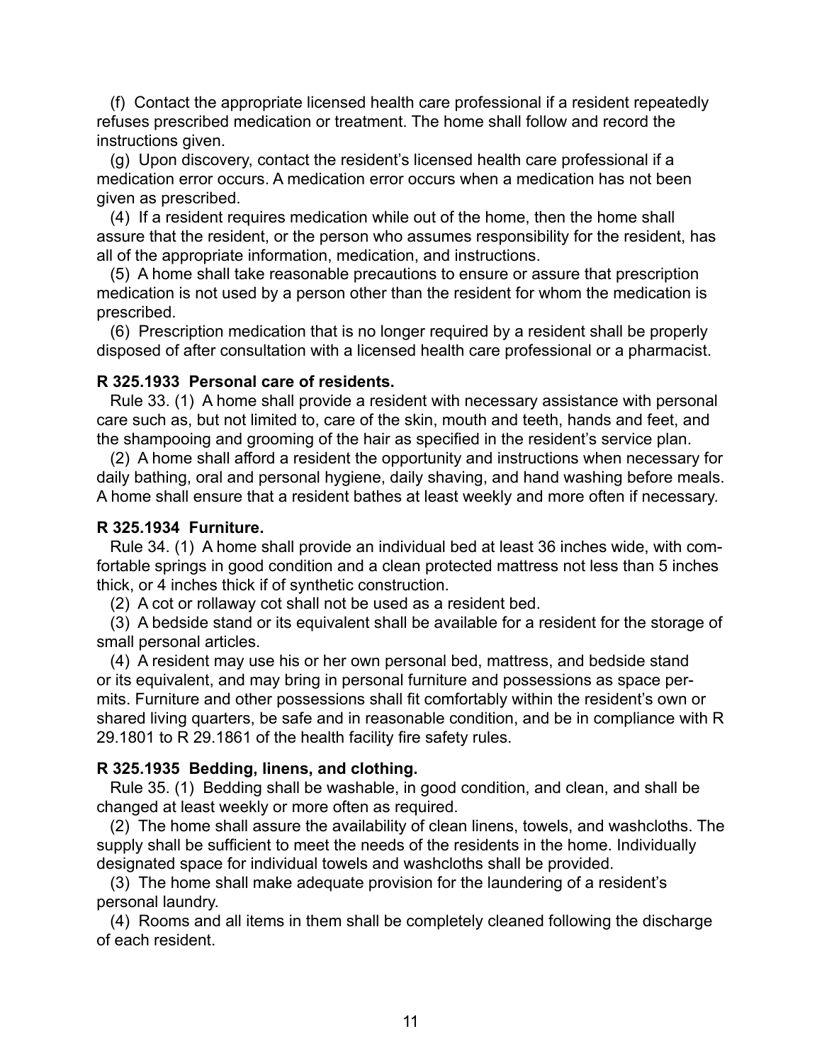(f) Contact the appropriate licensed health care professional if a resident repeatedly refuses prescribed medication or treatment. The home shall follow and record the instructions given.

(g) Upon discovery, contact the resident's licensed health care professional if a medication error occurs. A medication error occurs when a medication has not been given as prescribed.

(4) If a resident requires medication while out of the home, then the home shall assure that the resident, or the person who assumes responsibility for the resident, has all of the appropriate information, medication, and instructions.

(5) A home shall take reasonable precautions to ensure or assure that prescription medication is not used by a person other than the resident for whom the medication is prescribed.

(6) Prescription medication that is no longer required by a resident shall be properly disposed of after consultation with a licensed health care professional or a pharmacist.

**R 325.1933 Personal care of residents.**

Rule 33. (1) A home shall provide a resident with necessary assistance with personal care such as, but not limited to, care of the skin, mouth and teeth, hands and feet, and the shampooing and grooming of the hair as specified in the resident's service plan.

(2) A home shall afford a resident the opportunity and instructions when necessary for daily bathing, oral and personal hygiene, daily shaving, and hand washing before meals. A home shall ensure that a resident bathes at least weekly and more often if necessary.

**R 325.1934 Furniture.**

Rule 34. (1) A home shall provide an individual bed at least 36 inches wide, with comfortable springs in good condition and a clean protected mattress not less than 5 inches thick, or 4 inches thick if of synthetic construction.

(2) A cot or rollaway cot shall not be used as a resident bed.

(3) A bedside stand or its equivalent shall be available for a resident for the storage of small personal articles.

(4) A resident may use his or her own personal bed, mattress, and bedside stand or its equivalent, and may bring in personal furniture and possessions as space permits. Furniture and other possessions shall fit comfortably within the resident's own or shared living quarters, be safe and in reasonable condition, and be in compliance with R 29.1801 to R 29.1861 of the health facility fire safety rules.

**R 325.1935 Bedding, linens, and clothing.**

Rule 35. (1) Bedding shall be washable, in good condition, and clean, and shall be changed at least weekly or more often as required.

(2) The home shall assure the availability of clean linens, towels, and washcloths. The supply shall be sufficient to meet the needs of the residents in the home. Individually designated space for individual towels and washcloths shall be provided.

(3) The home shall make adequate provision for the laundering of a resident's personal laundry.

(4) Rooms and all items in them shall be completely cleaned following the discharge of each resident.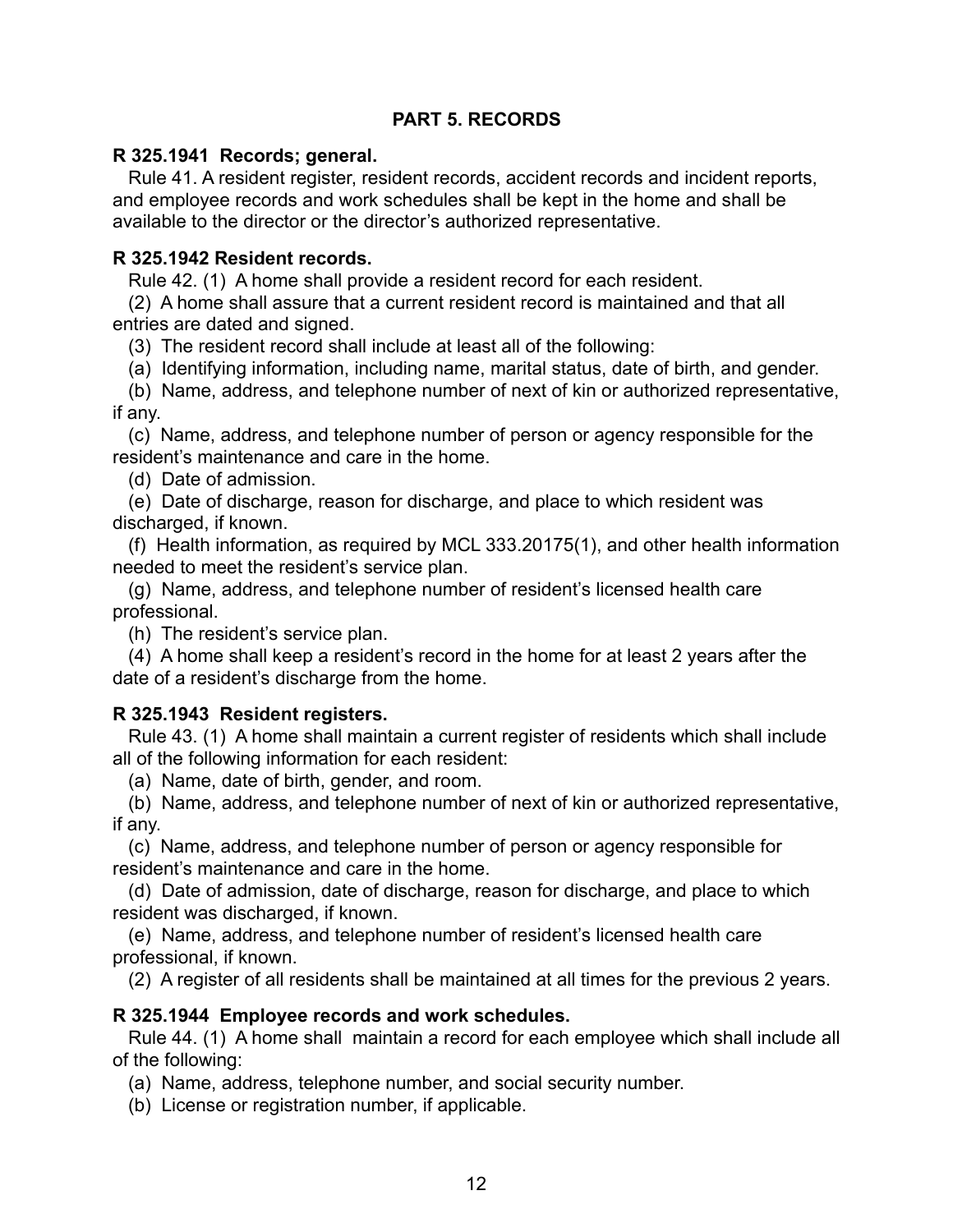## PART 5. RECORDS

**R 325.1941 Records; general.**

Rule 41. A resident register, resident records, accident records and incident reports, and employee records and work schedules shall be kept in the home and shall be available to the director or the director's authorized representative.

**R 325.1942 Resident records.**

Rule 42. (1) A home shall provide a resident record for each resident.

(2) A home shall assure that a current resident record is maintained and that all entries are dated and signed.

(3) The resident record shall include at least all of the following:

(a) Identifying information, including name, marital status, date of birth, and gender.

(b) Name, address, and telephone number of next of kin or authorized representative, if any.

(c) Name, address, and telephone number of person or agency responsible for the resident's maintenance and care in the home.

(d) Date of admission.

(e) Date of discharge, reason for discharge, and place to which resident was discharged, if known.

(f) Health information, as required by MCL 333.20175(1), and other health information needed to meet the resident's service plan.

(g) Name, address, and telephone number of resident's licensed health care professional.

(h) The resident's service plan.

(4) A home shall keep a resident's record in the home for at least 2 years after the date of a resident's discharge from the home.

**R 325.1943 Resident registers.**

Rule 43. (1) A home shall maintain a current register of residents which shall include all of the following information for each resident:

(a) Name, date of birth, gender, and room.

(b) Name, address, and telephone number of next of kin or authorized representative, if any.

(c) Name, address, and telephone number of person or agency responsible for resident's maintenance and care in the home.

(d) Date of admission, date of discharge, reason for discharge, and place to which resident was discharged, if known.

(e) Name, address, and telephone number of resident's licensed health care professional, if known.

(2) A register of all residents shall be maintained at all times for the previous 2 years.

**R 325.1944 Employee records and work schedules.**

Rule 44. (1) A home shall maintain a record for each employee which shall include all of the following:

(a) Name, address, telephone number, and social security number.

(b) License or registration number, if applicable.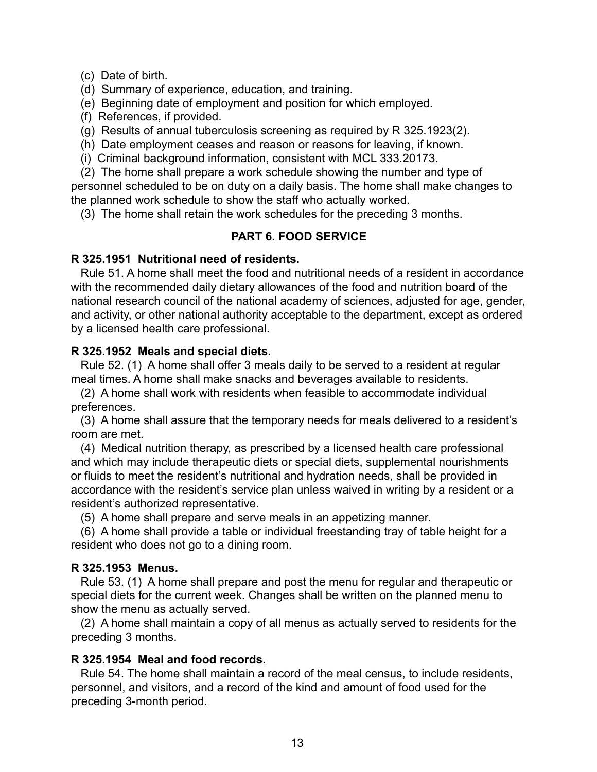(c) Date of birth.

(d) Summary of experience, education, and training.

(e) Beginning date of employment and position for which employed.

(f) References, if provided.

(g) Results of annual tuberculosis screening as required by R 325.1923(2).

(h) Date employment ceases and reason or reasons for leaving, if known.

(i) Criminal background information, consistent with MCL 333.20173.

(2) The home shall prepare a work schedule showing the number and type of personnel scheduled to be on duty on a daily basis. The home shall make changes to the planned work schedule to show the staff who actually worked.

(3) The home shall retain the work schedules for the preceding 3 months.

## PART 6. FOOD SERVICE

**R 325.1951 Nutritional need of residents.**

Rule 51. A home shall meet the food and nutritional needs of a resident in accordance with the recommended daily dietary allowances of the food and nutrition board of the national research council of the national academy of sciences, adjusted for age, gender, and activity, or other national authority acceptable to the department, except as ordered by a licensed health care professional.

**R 325.1952 Meals and special diets.**

Rule 52. (1) A home shall offer 3 meals daily to be served to a resident at regular meal times. A home shall make snacks and beverages available to residents.

(2) A home shall work with residents when feasible to accommodate individual preferences.

(3) A home shall assure that the temporary needs for meals delivered to a resident's room are met.

(4) Medical nutrition therapy, as prescribed by a licensed health care professional and which may include therapeutic diets or special diets, supplemental nourishments or fluids to meet the resident's nutritional and hydration needs, shall be provided in accordance with the resident's service plan unless waived in writing by a resident or a resident's authorized representative.

(5) A home shall prepare and serve meals in an appetizing manner.

(6) A home shall provide a table or individual freestanding tray of table height for a resident who does not go to a dining room.

**R 325.1953 Menus.**

Rule 53. (1) A home shall prepare and post the menu for regular and therapeutic or special diets for the current week. Changes shall be written on the planned menu to show the menu as actually served.

(2) A home shall maintain a copy of all menus as actually served to residents for the preceding 3 months.

**R 325.1954 Meal and food records.**

Rule 54. The home shall maintain a record of the meal census, to include residents, personnel, and visitors, and a record of the kind and amount of food used for the preceding 3-month period.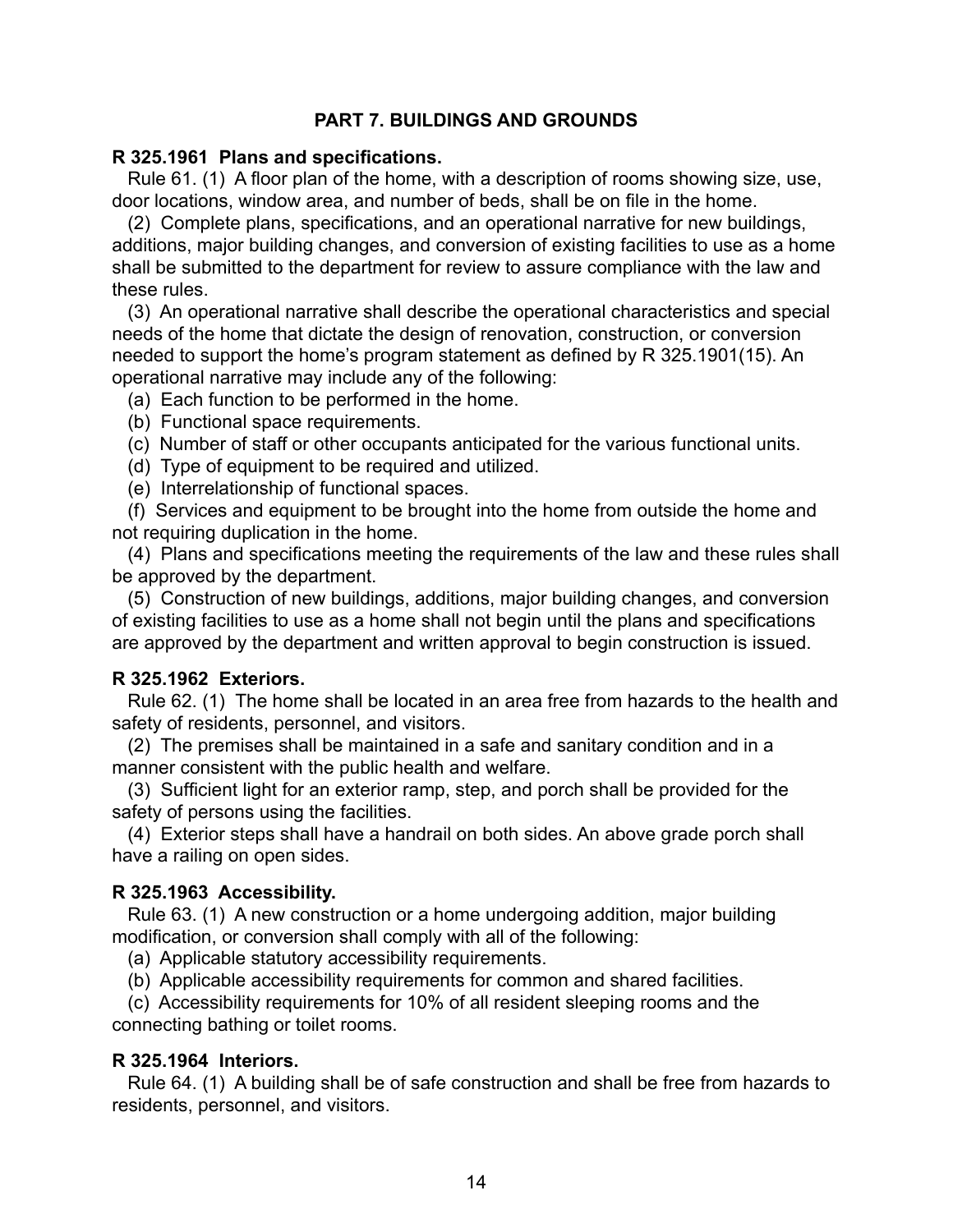## PART 7. BUILDINGS AND GROUNDS

**R 325.1961 Plans and specifications.**

Rule 61. (1) A floor plan of the home, with a description of rooms showing size, use, door locations, window area, and number of beds, shall be on file in the home.

(2) Complete plans, specifications, and an operational narrative for new buildings, additions, major building changes, and conversion of existing facilities to use as a home shall be submitted to the department for review to assure compliance with the law and these rules.

(3) An operational narrative shall describe the operational characteristics and special needs of the home that dictate the design of renovation, construction, or conversion needed to support the home's program statement as defined by R 325.1901(15). An operational narrative may include any of the following:

(a) Each function to be performed in the home.

(b) Functional space requirements.

(c) Number of staff or other occupants anticipated for the various functional units.

(d) Type of equipment to be required and utilized.

(e) Interrelationship of functional spaces.

(f) Services and equipment to be brought into the home from outside the home and not requiring duplication in the home.

(4) Plans and specifications meeting the requirements of the law and these rules shall be approved by the department.

(5) Construction of new buildings, additions, major building changes, and conversion of existing facilities to use as a home shall not begin until the plans and specifications are approved by the department and written approval to begin construction is issued.

**R 325.1962 Exteriors.**

Rule 62. (1) The home shall be located in an area free from hazards to the health and safety of residents, personnel, and visitors.

(2) The premises shall be maintained in a safe and sanitary condition and in a manner consistent with the public health and welfare.

(3) Sufficient light for an exterior ramp, step, and porch shall be provided for the safety of persons using the facilities.

(4) Exterior steps shall have a handrail on both sides. An above grade porch shall have a railing on open sides.

**R 325.1963 Accessibility.**

Rule 63. (1) A new construction or a home undergoing addition, major building modification, or conversion shall comply with all of the following:

(a) Applicable statutory accessibility requirements.

(b) Applicable accessibility requirements for common and shared facilities.

(c) Accessibility requirements for 10% of all resident sleeping rooms and the connecting bathing or toilet rooms.

**R 325.1964 Interiors.**

Rule 64. (1) A building shall be of safe construction and shall be free from hazards to residents, personnel, and visitors.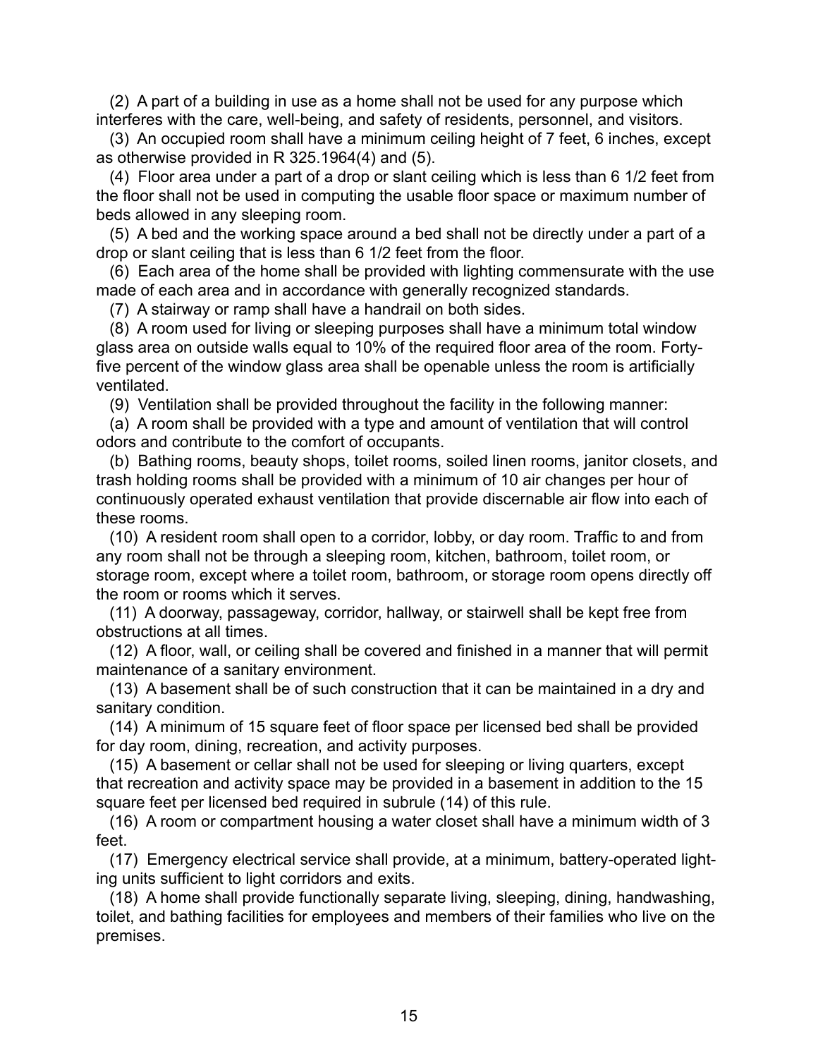(2) A part of a building in use as a home shall not be used for any purpose which interferes with the care, well-being, and safety of residents, personnel, and visitors.

(3) An occupied room shall have a minimum ceiling height of 7 feet, 6 inches, except as otherwise provided in R 325.1964(4) and (5).

(4) Floor area under a part of a drop or slant ceiling which is less than 6 1/2 feet from the floor shall not be used in computing the usable floor space or maximum number of beds allowed in any sleeping room.

(5) A bed and the working space around a bed shall not be directly under a part of a drop or slant ceiling that is less than 6 1/2 feet from the floor.

(6) Each area of the home shall be provided with lighting commensurate with the use made of each area and in accordance with generally recognized standards.

(7) A stairway or ramp shall have a handrail on both sides.

(8) A room used for living or sleeping purposes shall have a minimum total window glass area on outside walls equal to 10% of the required floor area of the room. Forty-five percent of the window glass area shall be openable unless the room is artificially ventilated.

(9) Ventilation shall be provided throughout the facility in the following manner:

(a) A room shall be provided with a type and amount of ventilation that will control odors and contribute to the comfort of occupants.

(b) Bathing rooms, beauty shops, toilet rooms, soiled linen rooms, janitor closets, and trash holding rooms shall be provided with a minimum of 10 air changes per hour of continuously operated exhaust ventilation that provide discernable air flow into each of these rooms.

(10) A resident room shall open to a corridor, lobby, or day room. Traffic to and from any room shall not be through a sleeping room, kitchen, bathroom, toilet room, or storage room, except where a toilet room, bathroom, or storage room opens directly off the room or rooms which it serves.

(11) A doorway, passageway, corridor, hallway, or stairwell shall be kept free from obstructions at all times.

(12) A floor, wall, or ceiling shall be covered and finished in a manner that will permit maintenance of a sanitary environment.

(13) A basement shall be of such construction that it can be maintained in a dry and sanitary condition.

(14) A minimum of 15 square feet of floor space per licensed bed shall be provided for day room, dining, recreation, and activity purposes.

(15) A basement or cellar shall not be used for sleeping or living quarters, except that recreation and activity space may be provided in a basement in addition to the 15 square feet per licensed bed required in subrule (14) of this rule.

(16) A room or compartment housing a water closet shall have a minimum width of 3 feet.

(17) Emergency electrical service shall provide, at a minimum, battery-operated lighting units sufficient to light corridors and exits.

(18) A home shall provide functionally separate living, sleeping, dining, handwashing, toilet, and bathing facilities for employees and members of their families who live on the premises.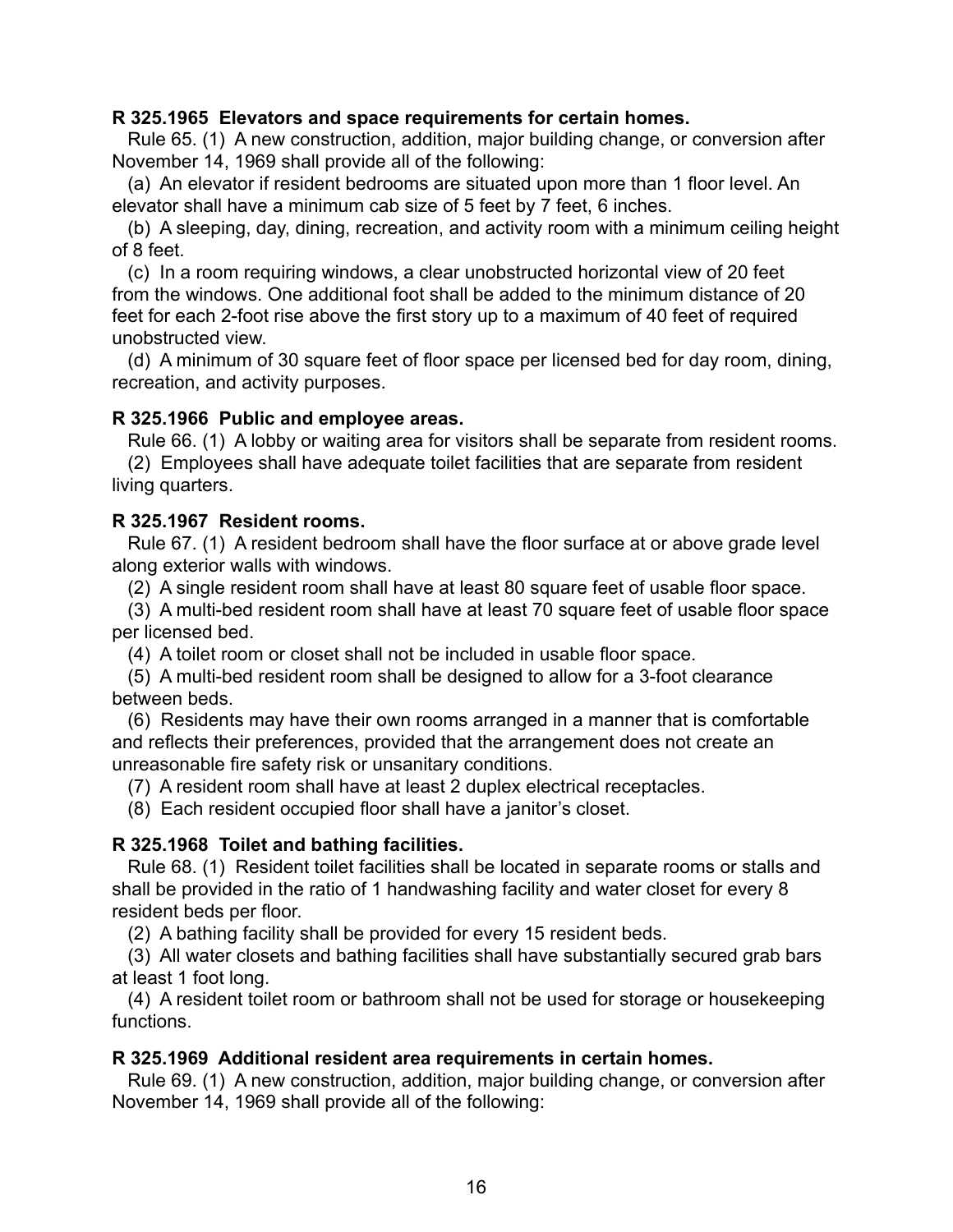**R 325.1965 Elevators and space requirements for certain homes.**

Rule 65. (1) A new construction, addition, major building change, or conversion after November 14, 1969 shall provide all of the following:

(a) An elevator if resident bedrooms are situated upon more than 1 floor level. An elevator shall have a minimum cab size of 5 feet by 7 feet, 6 inches.

(b) A sleeping, day, dining, recreation, and activity room with a minimum ceiling height of 8 feet.

(c) In a room requiring windows, a clear unobstructed horizontal view of 20 feet from the windows. One additional foot shall be added to the minimum distance of 20 feet for each 2-foot rise above the first story up to a maximum of 40 feet of required unobstructed view.

(d) A minimum of 30 square feet of floor space per licensed bed for day room, dining, recreation, and activity purposes.

**R 325.1966 Public and employee areas.**

Rule 66. (1) A lobby or waiting area for visitors shall be separate from resident rooms.

(2) Employees shall have adequate toilet facilities that are separate from resident living quarters.

**R 325.1967 Resident rooms.**

Rule 67. (1) A resident bedroom shall have the floor surface at or above grade level along exterior walls with windows.

(2) A single resident room shall have at least 80 square feet of usable floor space.

(3) A multi-bed resident room shall have at least 70 square feet of usable floor space per licensed bed.

(4) A toilet room or closet shall not be included in usable floor space.

(5) A multi-bed resident room shall be designed to allow for a 3-foot clearance between beds.

(6) Residents may have their own rooms arranged in a manner that is comfortable and reflects their preferences, provided that the arrangement does not create an unreasonable fire safety risk or unsanitary conditions.

(7) A resident room shall have at least 2 duplex electrical receptacles.

(8) Each resident occupied floor shall have a janitor's closet.

**R 325.1968 Toilet and bathing facilities.**

Rule 68. (1) Resident toilet facilities shall be located in separate rooms or stalls and shall be provided in the ratio of 1 handwashing facility and water closet for every 8 resident beds per floor.

(2) A bathing facility shall be provided for every 15 resident beds.

(3) All water closets and bathing facilities shall have substantially secured grab bars at least 1 foot long.

(4) A resident toilet room or bathroom shall not be used for storage or housekeeping functions.

**R 325.1969 Additional resident area requirements in certain homes.**

Rule 69. (1) A new construction, addition, major building change, or conversion after November 14, 1969 shall provide all of the following: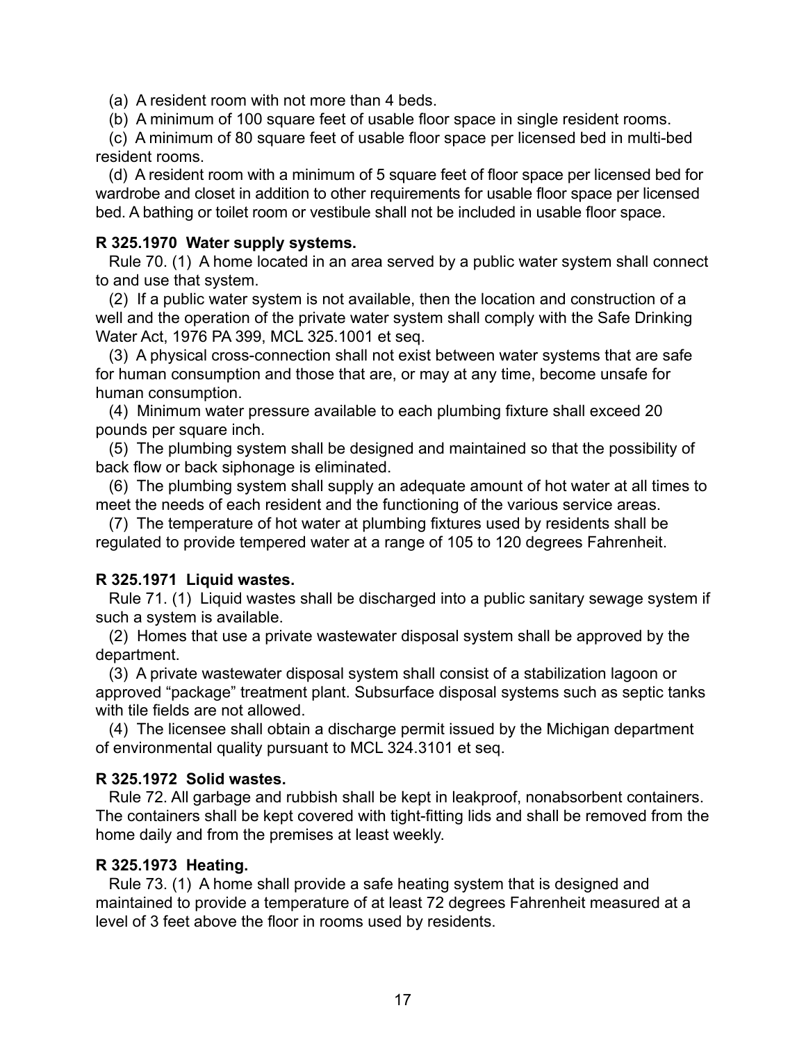(a) A resident room with not more than 4 beds.

(b) A minimum of 100 square feet of usable floor space in single resident rooms.

(c) A minimum of 80 square feet of usable floor space per licensed bed in multi-bed resident rooms.

(d) A resident room with a minimum of 5 square feet of floor space per licensed bed for wardrobe and closet in addition to other requirements for usable floor space per licensed bed. A bathing or toilet room or vestibule shall not be included in usable floor space.

**R 325.1970 Water supply systems.**

Rule 70. (1) A home located in an area served by a public water system shall connect to and use that system.

(2) If a public water system is not available, then the location and construction of a well and the operation of the private water system shall comply with the Safe Drinking Water Act, 1976 PA 399, MCL 325.1001 et seq.

(3) A physical cross-connection shall not exist between water systems that are safe for human consumption and those that are, or may at any time, become unsafe for human consumption.

(4) Minimum water pressure available to each plumbing fixture shall exceed 20 pounds per square inch.

(5) The plumbing system shall be designed and maintained so that the possibility of back flow or back siphonage is eliminated.

(6) The plumbing system shall supply an adequate amount of hot water at all times to meet the needs of each resident and the functioning of the various service areas.

(7) The temperature of hot water at plumbing fixtures used by residents shall be regulated to provide tempered water at a range of 105 to 120 degrees Fahrenheit.

**R 325.1971 Liquid wastes.**

Rule 71. (1) Liquid wastes shall be discharged into a public sanitary sewage system if such a system is available.

(2) Homes that use a private wastewater disposal system shall be approved by the department.

(3) A private wastewater disposal system shall consist of a stabilization lagoon or approved "package" treatment plant. Subsurface disposal systems such as septic tanks with tile fields are not allowed.

(4) The licensee shall obtain a discharge permit issued by the Michigan department of environmental quality pursuant to MCL 324.3101 et seq.

**R 325.1972 Solid wastes.**

Rule 72. All garbage and rubbish shall be kept in leakproof, nonabsorbent containers. The containers shall be kept covered with tight-fitting lids and shall be removed from the home daily and from the premises at least weekly.

**R 325.1973 Heating.**

Rule 73. (1) A home shall provide a safe heating system that is designed and maintained to provide a temperature of at least 72 degrees Fahrenheit measured at a level of 3 feet above the floor in rooms used by residents.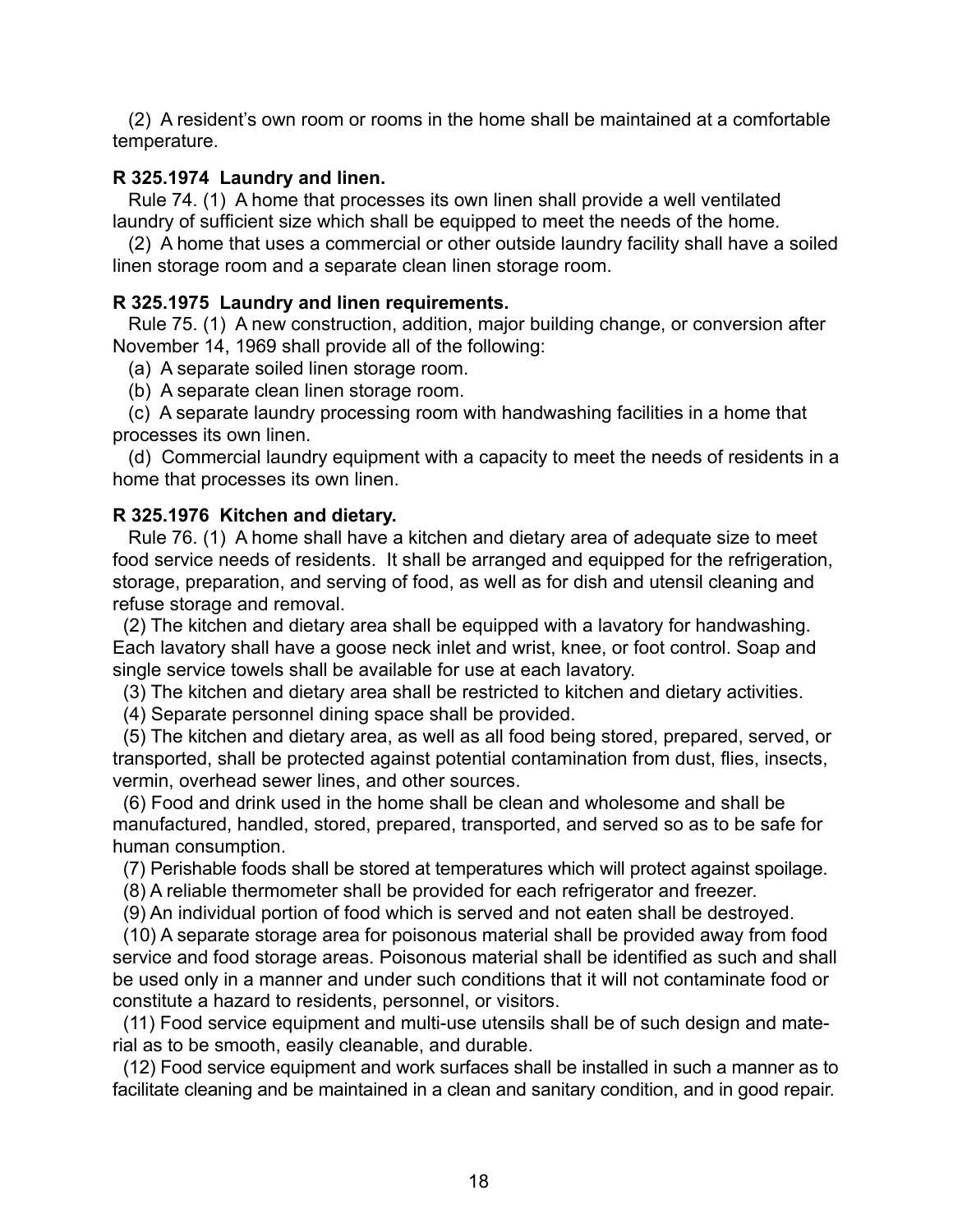(2) A resident's own room or rooms in the home shall be maintained at a comfortable temperature.

**R 325.1974 Laundry and linen.**

Rule 74. (1) A home that processes its own linen shall provide a well ventilated laundry of sufficient size which shall be equipped to meet the needs of the home.

(2) A home that uses a commercial or other outside laundry facility shall have a soiled linen storage room and a separate clean linen storage room.

**R 325.1975 Laundry and linen requirements.**

Rule 75. (1) A new construction, addition, major building change, or conversion after November 14, 1969 shall provide all of the following:

(a) A separate soiled linen storage room.

(b) A separate clean linen storage room.

(c) A separate laundry processing room with handwashing facilities in a home that processes its own linen.

(d) Commercial laundry equipment with a capacity to meet the needs of residents in a home that processes its own linen.

**R 325.1976 Kitchen and dietary.**

Rule 76. (1) A home shall have a kitchen and dietary area of adequate size to meet food service needs of residents. It shall be arranged and equipped for the refrigeration, storage, preparation, and serving of food, as well as for dish and utensil cleaning and refuse storage and removal.

(2) The kitchen and dietary area shall be equipped with a lavatory for handwashing. Each lavatory shall have a goose neck inlet and wrist, knee, or foot control. Soap and single service towels shall be available for use at each lavatory.

(3) The kitchen and dietary area shall be restricted to kitchen and dietary activities.

(4) Separate personnel dining space shall be provided.

(5) The kitchen and dietary area, as well as all food being stored, prepared, served, or transported, shall be protected against potential contamination from dust, flies, insects, vermin, overhead sewer lines, and other sources.

(6) Food and drink used in the home shall be clean and wholesome and shall be manufactured, handled, stored, prepared, transported, and served so as to be safe for human consumption.

(7) Perishable foods shall be stored at temperatures which will protect against spoilage.

(8) A reliable thermometer shall be provided for each refrigerator and freezer.

(9) An individual portion of food which is served and not eaten shall be destroyed.

(10) A separate storage area for poisonous material shall be provided away from food service and food storage areas. Poisonous material shall be identified as such and shall be used only in a manner and under such conditions that it will not contaminate food or constitute a hazard to residents, personnel, or visitors.

(11) Food service equipment and multi-use utensils shall be of such design and material as to be smooth, easily cleanable, and durable.

(12) Food service equipment and work surfaces shall be installed in such a manner as to facilitate cleaning and be maintained in a clean and sanitary condition, and in good repair.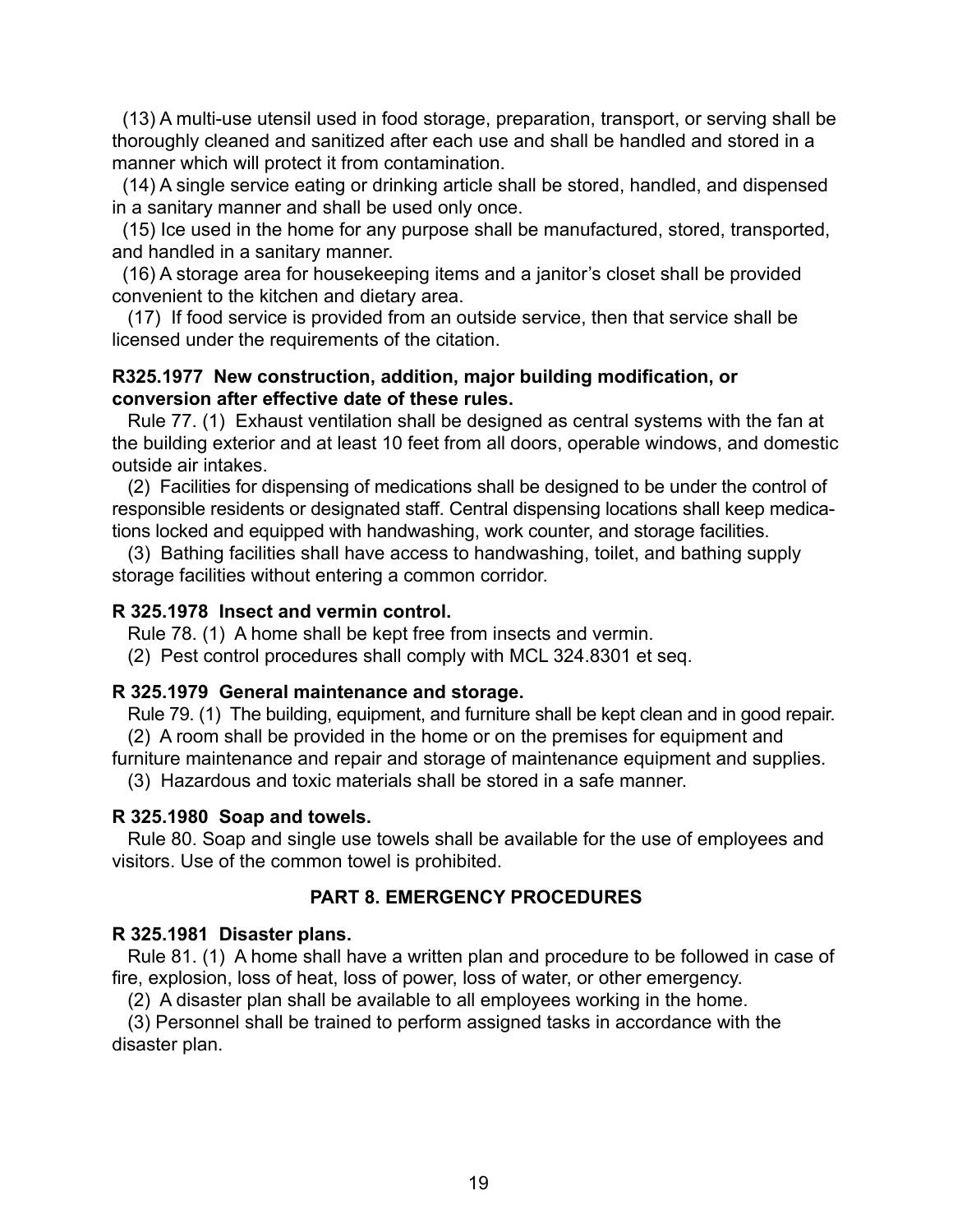(13) A multi-use utensil used in food storage, preparation, transport, or serving shall be thoroughly cleaned and sanitized after each use and shall be handled and stored in a manner which will protect it from contamination.

(14) A single service eating or drinking article shall be stored, handled, and dispensed in a sanitary manner and shall be used only once.

(15) Ice used in the home for any purpose shall be manufactured, stored, transported, and handled in a sanitary manner.

(16) A storage area for housekeeping items and a janitor's closet shall be provided convenient to the kitchen and dietary area.

(17) If food service is provided from an outside service, then that service shall be licensed under the requirements of the citation.

**R325.1977 New construction, addition, major building modification, or conversion after effective date of these rules.**

Rule 77. (1) Exhaust ventilation shall be designed as central systems with the fan at the building exterior and at least 10 feet from all doors, operable windows, and domestic outside air intakes.

(2) Facilities for dispensing of medications shall be designed to be under the control of responsible residents or designated staff. Central dispensing locations shall keep medications locked and equipped with handwashing, work counter, and storage facilities.

(3) Bathing facilities shall have access to handwashing, toilet, and bathing supply storage facilities without entering a common corridor.

**R 325.1978 Insect and vermin control.**

Rule 78. (1) A home shall be kept free from insects and vermin.

(2) Pest control procedures shall comply with MCL 324.8301 et seq.

**R 325.1979 General maintenance and storage.**

Rule 79. (1) The building, equipment, and furniture shall be kept clean and in good repair.

(2) A room shall be provided in the home or on the premises for equipment and furniture maintenance and repair and storage of maintenance equipment and supplies.

(3) Hazardous and toxic materials shall be stored in a safe manner.

**R 325.1980 Soap and towels.**

Rule 80. Soap and single use towels shall be available for the use of employees and visitors. Use of the common towel is prohibited.

## PART 8. EMERGENCY PROCEDURES

**R 325.1981 Disaster plans.**

Rule 81. (1) A home shall have a written plan and procedure to be followed in case of fire, explosion, loss of heat, loss of power, loss of water, or other emergency.

(2) A disaster plan shall be available to all employees working in the home.

(3) Personnel shall be trained to perform assigned tasks in accordance with the disaster plan.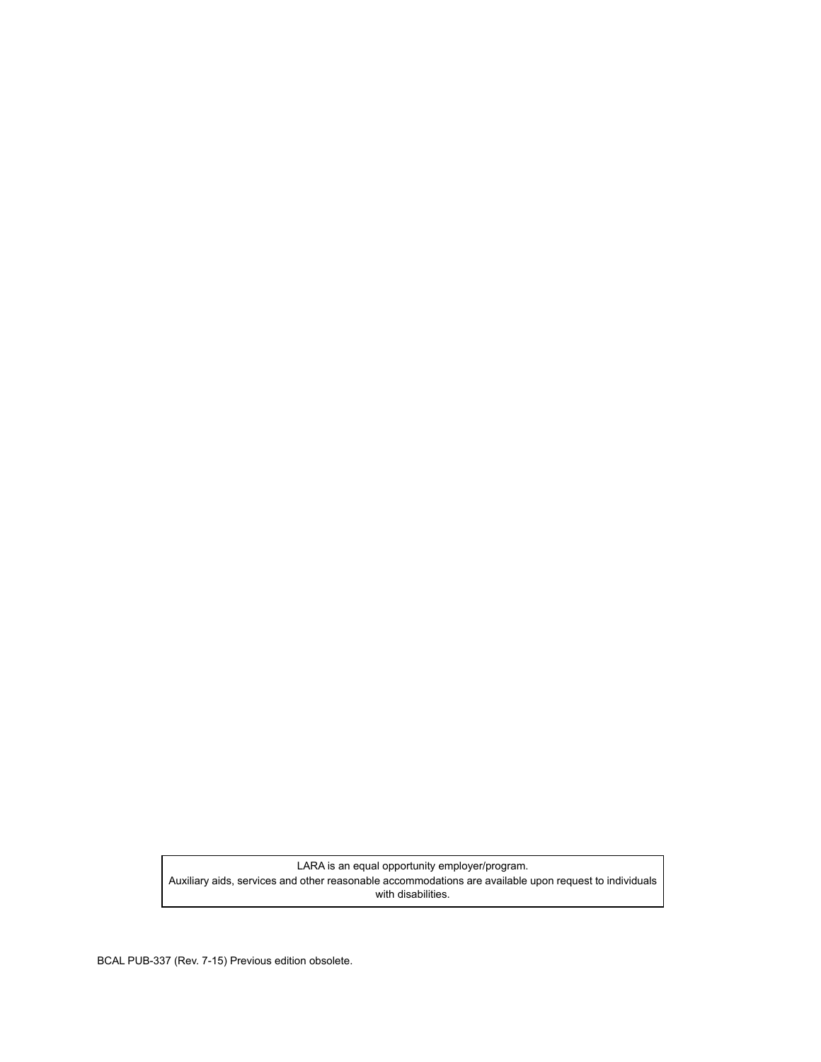LARA is an equal opportunity employer/program.
Auxiliary aids, services and other reasonable accommodations are available upon request to individuals with disabilities.

BCAL PUB-337 (Rev. 7-15) Previous edition obsolete.